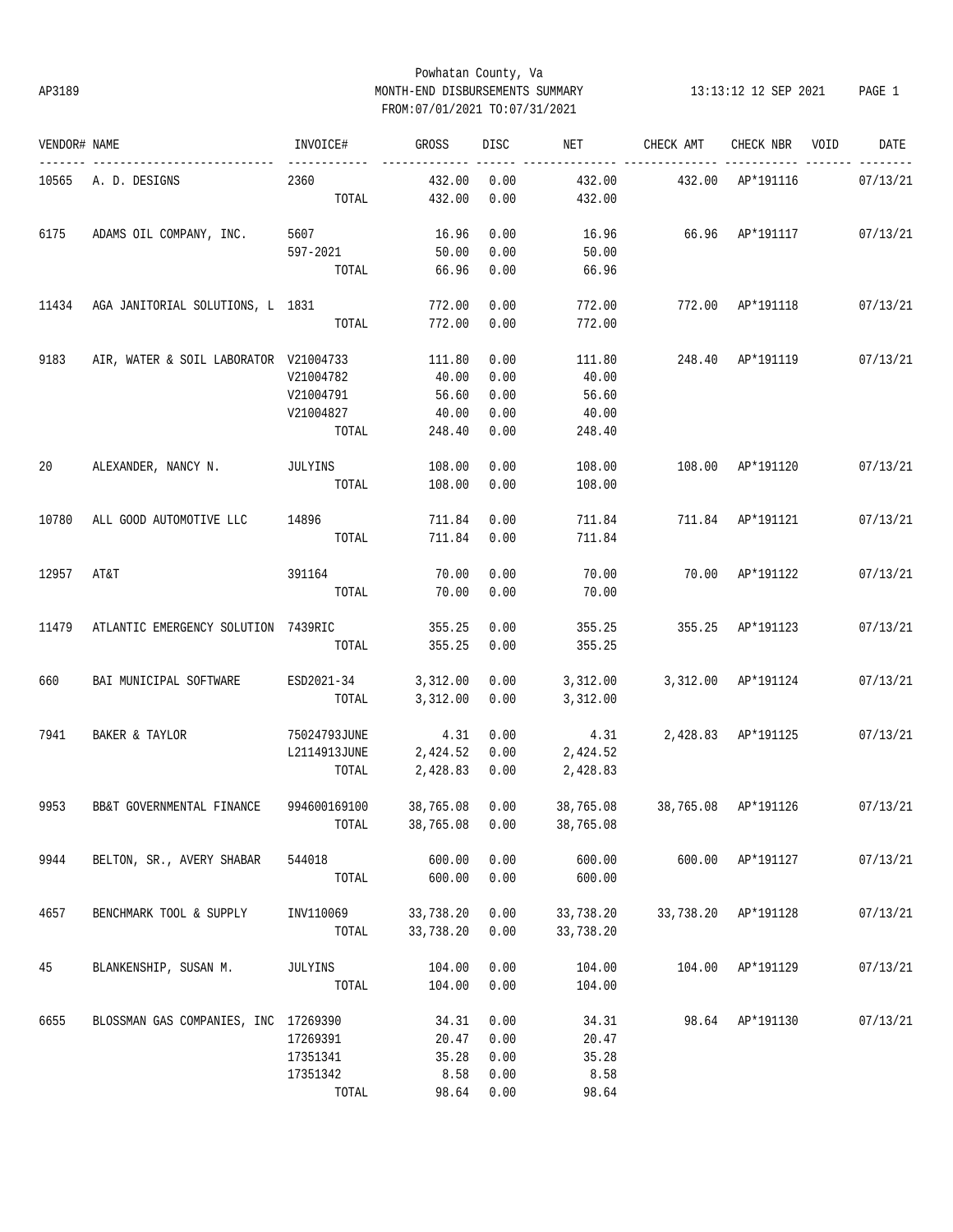Powhatan County, Va
AP3189 MONTH-END DISBURSEMENTS SUMMARY 13:13:12 12 SEP 2021
FROM:07/01/2021 TO:07/31/2021

| VENDOR# | NAME | INVOICE# | GROSS | DISC | NET | CHECK AMT | CHECK NBR | VOID | DATE |
|---|---|---|---|---|---|---|---|---|---|
| 10565 | A. D. DESIGNS | 2360 | 432.00 | 0.00 | 432.00 | 432.00 | AP*191116 | | 07/13/21 |
| | | TOTAL | 432.00 | 0.00 | 432.00 | | | | |
| 6175 | ADAMS OIL COMPANY, INC. | 5607 | 16.96 | 0.00 | 16.96 | 66.96 | AP*191117 | | 07/13/21 |
| | | 597-2021 | 50.00 | 0.00 | 50.00 | | | | |
| | | TOTAL | 66.96 | 0.00 | 66.96 | | | | |
| 11434 | AGA JANITORIAL SOLUTIONS, L | 1831 | 772.00 | 0.00 | 772.00 | 772.00 | AP*191118 | | 07/13/21 |
| | | TOTAL | 772.00 | 0.00 | 772.00 | | | | |
| 9183 | AIR, WATER & SOIL LABORATOR | V21004733 | 111.80 | 0.00 | 111.80 | 248.40 | AP*191119 | | 07/13/21 |
| | | V21004782 | 40.00 | 0.00 | 40.00 | | | | |
| | | V21004791 | 56.60 | 0.00 | 56.60 | | | | |
| | | V21004827 | 40.00 | 0.00 | 40.00 | | | | |
| | | TOTAL | 248.40 | 0.00 | 248.40 | | | | |
| 20 | ALEXANDER, NANCY N. | JULYINS | 108.00 | 0.00 | 108.00 | 108.00 | AP*191120 | | 07/13/21 |
| | | TOTAL | 108.00 | 0.00 | 108.00 | | | | |
| 10780 | ALL GOOD AUTOMOTIVE LLC | 14896 | 711.84 | 0.00 | 711.84 | 711.84 | AP*191121 | | 07/13/21 |
| | | TOTAL | 711.84 | 0.00 | 711.84 | | | | |
| 12957 | AT&T | 391164 | 70.00 | 0.00 | 70.00 | 70.00 | AP*191122 | | 07/13/21 |
| | | TOTAL | 70.00 | 0.00 | 70.00 | | | | |
| 11479 | ATLANTIC EMERGENCY SOLUTION | 7439RIC | 355.25 | 0.00 | 355.25 | 355.25 | AP*191123 | | 07/13/21 |
| | | TOTAL | 355.25 | 0.00 | 355.25 | | | | |
| 660 | BAI MUNICIPAL SOFTWARE | ESD2021-34 | 3,312.00 | 0.00 | 3,312.00 | 3,312.00 | AP*191124 | | 07/13/21 |
| | | TOTAL | 3,312.00 | 0.00 | 3,312.00 | | | | |
| 7941 | BAKER & TAYLOR | 75024793JUNE | 4.31 | 0.00 | 4.31 | 2,428.83 | AP*191125 | | 07/13/21 |
| | | L2114913JUNE | 2,424.52 | 0.00 | 2,424.52 | | | | |
| | | TOTAL | 2,428.83 | 0.00 | 2,428.83 | | | | |
| 9953 | BB&T GOVERNMENTAL FINANCE | 994600169100 | 38,765.08 | 0.00 | 38,765.08 | 38,765.08 | AP*191126 | | 07/13/21 |
| | | TOTAL | 38,765.08 | 0.00 | 38,765.08 | | | | |
| 9944 | BELTON, SR., AVERY SHABAR | 544018 | 600.00 | 0.00 | 600.00 | 600.00 | AP*191127 | | 07/13/21 |
| | | TOTAL | 600.00 | 0.00 | 600.00 | | | | |
| 4657 | BENCHMARK TOOL & SUPPLY | INV110069 | 33,738.20 | 0.00 | 33,738.20 | 33,738.20 | AP*191128 | | 07/13/21 |
| | | TOTAL | 33,738.20 | 0.00 | 33,738.20 | | | | |
| 45 | BLANKENSHIP, SUSAN M. | JULYINS | 104.00 | 0.00 | 104.00 | 104.00 | AP*191129 | | 07/13/21 |
| | | TOTAL | 104.00 | 0.00 | 104.00 | | | | |
| 6655 | BLOSSMAN GAS COMPANIES, INC | 17269390 | 34.31 | 0.00 | 34.31 | 98.64 | AP*191130 | | 07/13/21 |
| | | 17269391 | 20.47 | 0.00 | 20.47 | | | | |
| | | 17351341 | 35.28 | 0.00 | 35.28 | | | | |
| | | 17351342 | 8.58 | 0.00 | 8.58 | | | | |
| | | TOTAL | 98.64 | 0.00 | 98.64 | | | | |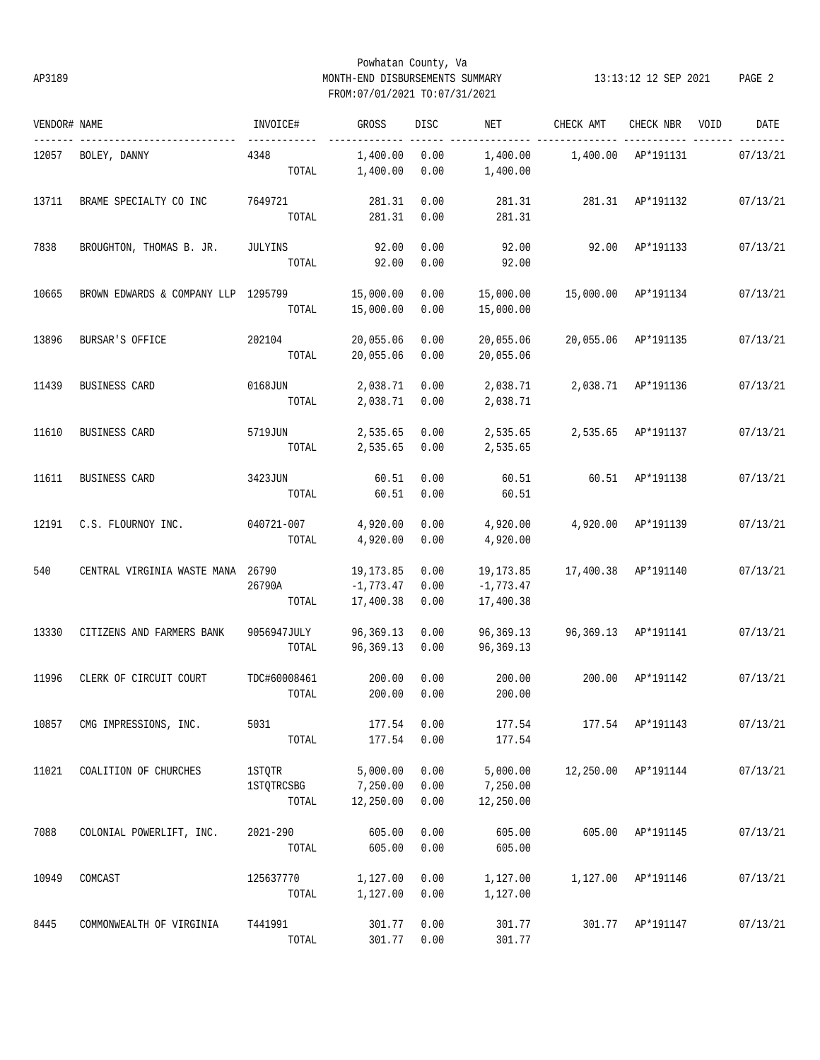Powhatan County, Va
AP3189 MONTH-END DISBURSEMENTS SUMMARY 13:13:12 12 SEP 2021
FROM:07/01/2021 TO:07/31/2021

| VENDOR# | NAME | INVOICE# | GROSS | DISC | NET | CHECK AMT | CHECK NBR | VOID | DATE |
|---|---|---|---|---|---|---|---|---|---|
| 12057 | BOLEY, DANNY | 4348 | 1,400.00 | 0.00 | 1,400.00 | 1,400.00 | AP*191131 | | 07/13/21 |
| | | TOTAL | 1,400.00 | 0.00 | 1,400.00 | | | | |
| 13711 | BRAME SPECIALTY CO INC | 7649721 | 281.31 | 0.00 | 281.31 | 281.31 | AP*191132 | | 07/13/21 |
| | | TOTAL | 281.31 | 0.00 | 281.31 | | | | |
| 7838 | BROUGHTON, THOMAS B. JR. | JULYINS | 92.00 | 0.00 | 92.00 | 92.00 | AP*191133 | | 07/13/21 |
| | | TOTAL | 92.00 | 0.00 | 92.00 | | | | |
| 10665 | BROWN EDWARDS & COMPANY LLP | 1295799 | 15,000.00 | 0.00 | 15,000.00 | 15,000.00 | AP*191134 | | 07/13/21 |
| | | TOTAL | 15,000.00 | 0.00 | 15,000.00 | | | | |
| 13896 | BURSAR'S OFFICE | 202104 | 20,055.06 | 0.00 | 20,055.06 | 20,055.06 | AP*191135 | | 07/13/21 |
| | | TOTAL | 20,055.06 | 0.00 | 20,055.06 | | | | |
| 11439 | BUSINESS CARD | 0168JUN | 2,038.71 | 0.00 | 2,038.71 | 2,038.71 | AP*191136 | | 07/13/21 |
| | | TOTAL | 2,038.71 | 0.00 | 2,038.71 | | | | |
| 11610 | BUSINESS CARD | 5719JUN | 2,535.65 | 0.00 | 2,535.65 | 2,535.65 | AP*191137 | | 07/13/21 |
| | | TOTAL | 2,535.65 | 0.00 | 2,535.65 | | | | |
| 11611 | BUSINESS CARD | 3423JUN | 60.51 | 0.00 | 60.51 | 60.51 | AP*191138 | | 07/13/21 |
| | | TOTAL | 60.51 | 0.00 | 60.51 | | | | |
| 12191 | C.S. FLOURNOY INC. | 040721-007 | 4,920.00 | 0.00 | 4,920.00 | 4,920.00 | AP*191139 | | 07/13/21 |
| | | TOTAL | 4,920.00 | 0.00 | 4,920.00 | | | | |
| 540 | CENTRAL VIRGINIA WASTE MANA | 26790 | 19,173.85 | 0.00 | 19,173.85 | 17,400.38 | AP*191140 | | 07/13/21 |
| | | 26790A | -1,773.47 | 0.00 | -1,773.47 | | | | |
| | | TOTAL | 17,400.38 | 0.00 | 17,400.38 | | | | |
| 13330 | CITIZENS AND FARMERS BANK | 9056947JULY | 96,369.13 | 0.00 | 96,369.13 | 96,369.13 | AP*191141 | | 07/13/21 |
| | | TOTAL | 96,369.13 | 0.00 | 96,369.13 | | | | |
| 11996 | CLERK OF CIRCUIT COURT | TDC#60008461 | 200.00 | 0.00 | 200.00 | 200.00 | AP*191142 | | 07/13/21 |
| | | TOTAL | 200.00 | 0.00 | 200.00 | | | | |
| 10857 | CMG IMPRESSIONS, INC. | 5031 | 177.54 | 0.00 | 177.54 | 177.54 | AP*191143 | | 07/13/21 |
| | | TOTAL | 177.54 | 0.00 | 177.54 | | | | |
| 11021 | COALITION OF CHURCHES | 1STQTR | 5,000.00 | 0.00 | 5,000.00 | 12,250.00 | AP*191144 | | 07/13/21 |
| | | 1STQTRCSBG | 7,250.00 | 0.00 | 7,250.00 | | | | |
| | | TOTAL | 12,250.00 | 0.00 | 12,250.00 | | | | |
| 7088 | COLONIAL POWERLIFT, INC. | 2021-290 | 605.00 | 0.00 | 605.00 | 605.00 | AP*191145 | | 07/13/21 |
| | | TOTAL | 605.00 | 0.00 | 605.00 | | | | |
| 10949 | COMCAST | 125637770 | 1,127.00 | 0.00 | 1,127.00 | 1,127.00 | AP*191146 | | 07/13/21 |
| | | TOTAL | 1,127.00 | 0.00 | 1,127.00 | | | | |
| 8445 | COMMONWEALTH OF VIRGINIA | T441991 | 301.77 | 0.00 | 301.77 | 301.77 | AP*191147 | | 07/13/21 |
| | | TOTAL | 301.77 | 0.00 | 301.77 | | | | |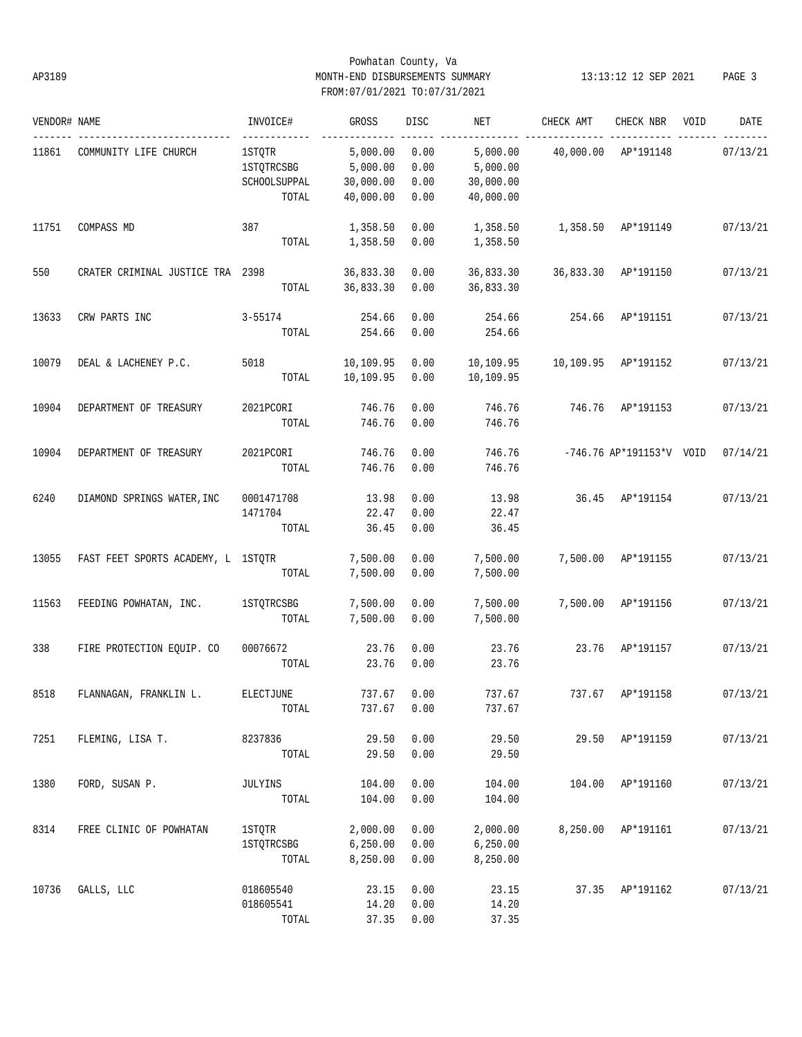# Powhatan County, Va

AP3189 MONTH-END DISBURSEMENTS SUMMARY 13:13:12 12 SEP 2021

FROM:07/01/2021 TO:07/31/2021

| VENDOR# | NAME | INVOICE# | GROSS | DISC | NET | CHECK AMT | CHECK NBR | VOID | DATE |
|---|---|---|---|---|---|---|---|---|---|
| 11861 | COMMUNITY LIFE CHURCH | 1STQTR | 5,000.00 | 0.00 | 5,000.00 | 40,000.00 | AP*191148 | | 07/13/21 |
| | | 1STQTRCSBG | 5,000.00 | 0.00 | 5,000.00 | | | | |
| | | SCHOOLSUPPAL | 30,000.00 | 0.00 | 30,000.00 | | | | |
| | | TOTAL | 40,000.00 | 0.00 | 40,000.00 | | | | |
| 11751 | COMPASS MD | 387 | 1,358.50 | 0.00 | 1,358.50 | 1,358.50 | AP*191149 | | 07/13/21 |
| | | TOTAL | 1,358.50 | 0.00 | 1,358.50 | | | | |
| 550 | CRATER CRIMINAL JUSTICE TRA | 2398 | 36,833.30 | 0.00 | 36,833.30 | 36,833.30 | AP*191150 | | 07/13/21 |
| | | TOTAL | 36,833.30 | 0.00 | 36,833.30 | | | | |
| 13633 | CRW PARTS INC | 3-55174 | 254.66 | 0.00 | 254.66 | 254.66 | AP*191151 | | 07/13/21 |
| | | TOTAL | 254.66 | 0.00 | 254.66 | | | | |
| 10079 | DEAL & LACHENEY P.C. | 5018 | 10,109.95 | 0.00 | 10,109.95 | 10,109.95 | AP*191152 | | 07/13/21 |
| | | TOTAL | 10,109.95 | 0.00 | 10,109.95 | | | | |
| 10904 | DEPARTMENT OF TREASURY | 2021PCORI | 746.76 | 0.00 | 746.76 | 746.76 | AP*191153 | | 07/13/21 |
| | | TOTAL | 746.76 | 0.00 | 746.76 | | | | |
| 10904 | DEPARTMENT OF TREASURY | 2021PCORI | 746.76 | 0.00 | 746.76 | -746.76 | AP*191153*V | VOID | 07/14/21 |
| | | TOTAL | 746.76 | 0.00 | 746.76 | | | | |
| 6240 | DIAMOND SPRINGS WATER,INC | 0001471708 | 13.98 | 0.00 | 13.98 | 36.45 | AP*191154 | | 07/13/21 |
| | | 1471704 | 22.47 | 0.00 | 22.47 | | | | |
| | | TOTAL | 36.45 | 0.00 | 36.45 | | | | |
| 13055 | FAST FEET SPORTS ACADEMY, L | 1STQTR | 7,500.00 | 0.00 | 7,500.00 | 7,500.00 | AP*191155 | | 07/13/21 |
| | | TOTAL | 7,500.00 | 0.00 | 7,500.00 | | | | |
| 11563 | FEEDING POWHATAN, INC. | 1STQTRCSBG | 7,500.00 | 0.00 | 7,500.00 | 7,500.00 | AP*191156 | | 07/13/21 |
| | | TOTAL | 7,500.00 | 0.00 | 7,500.00 | | | | |
| 338 | FIRE PROTECTION EQUIP. CO | 00076672 | 23.76 | 0.00 | 23.76 | 23.76 | AP*191157 | | 07/13/21 |
| | | TOTAL | 23.76 | 0.00 | 23.76 | | | | |
| 8518 | FLANNAGAN, FRANKLIN L. | ELECTJUNE | 737.67 | 0.00 | 737.67 | 737.67 | AP*191158 | | 07/13/21 |
| | | TOTAL | 737.67 | 0.00 | 737.67 | | | | |
| 7251 | FLEMING, LISA T. | 8237836 | 29.50 | 0.00 | 29.50 | 29.50 | AP*191159 | | 07/13/21 |
| | | TOTAL | 29.50 | 0.00 | 29.50 | | | | |
| 1380 | FORD, SUSAN P. | JULYINS | 104.00 | 0.00 | 104.00 | 104.00 | AP*191160 | | 07/13/21 |
| | | TOTAL | 104.00 | 0.00 | 104.00 | | | | |
| 8314 | FREE CLINIC OF POWHATAN | 1STQTR | 2,000.00 | 0.00 | 2,000.00 | 8,250.00 | AP*191161 | | 07/13/21 |
| | | 1STQTRCSBG | 6,250.00 | 0.00 | 6,250.00 | | | | |
| | | TOTAL | 8,250.00 | 0.00 | 8,250.00 | | | | |
| 10736 | GALLS, LLC | 018605540 | 23.15 | 0.00 | 23.15 | 37.35 | AP*191162 | | 07/13/21 |
| | | 018605541 | 14.20 | 0.00 | 14.20 | | | | |
| | | TOTAL | 37.35 | 0.00 | 37.35 | | | | |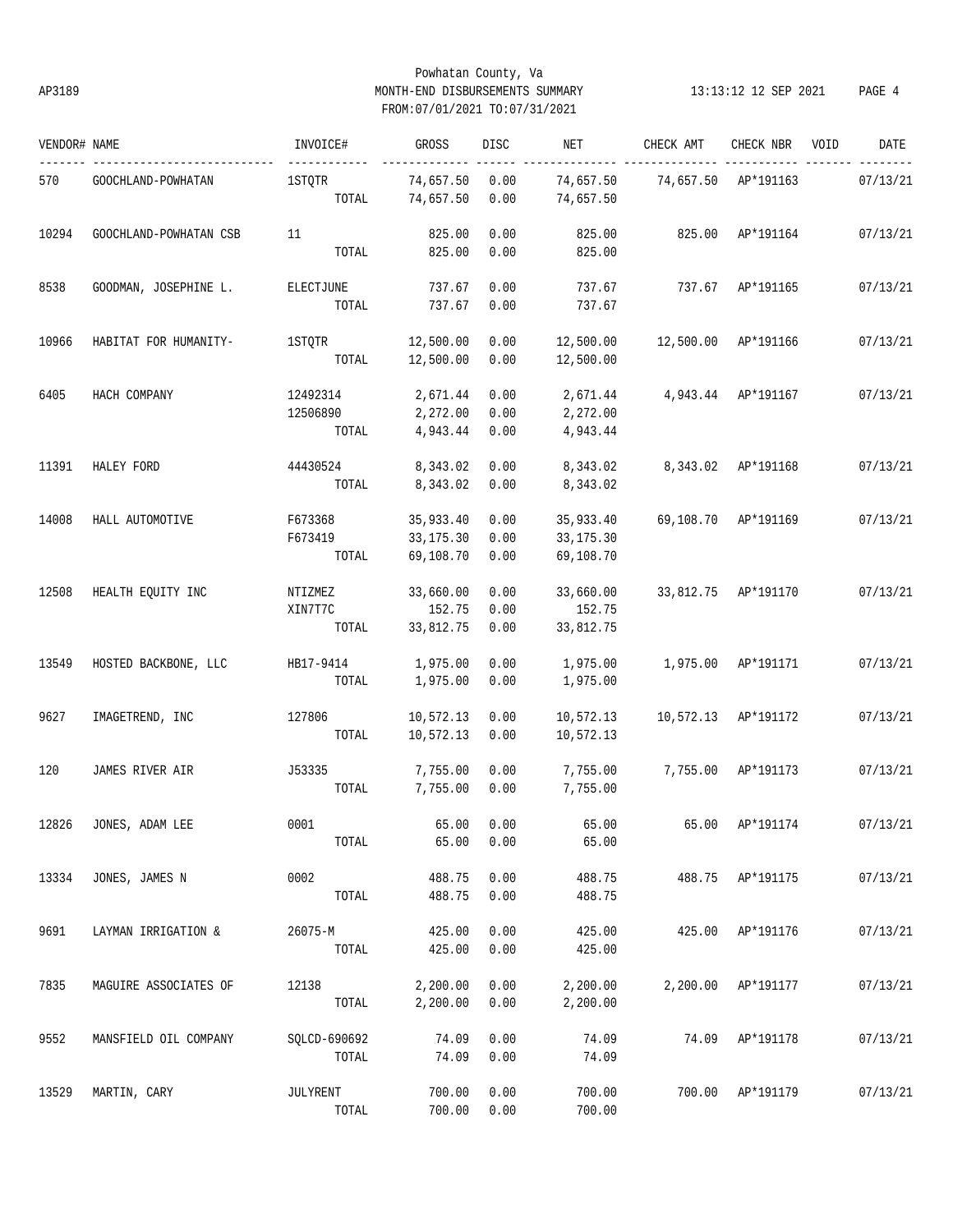Powhatan County, Va
AP3189 MONTH-END DISBURSEMENTS SUMMARY 13:13:12 12 SEP 2021
FROM:07/01/2021 TO:07/31/2021

| VENDOR# | NAME | INVOICE# | GROSS | DISC | NET | CHECK AMT | CHECK NBR | VOID | DATE |
|---|---|---|---|---|---|---|---|---|---|
| 570 | GOOCHLAND-POWHATAN | 1STQTR | 74,657.50 | 0.00 | 74,657.50 | 74,657.50 | AP*191163 | | 07/13/21 |
| | | TOTAL | 74,657.50 | 0.00 | 74,657.50 | | | | |
| 10294 | GOOCHLAND-POWHATAN CSB | 11 | 825.00 | 0.00 | 825.00 | 825.00 | AP*191164 | | 07/13/21 |
| | | TOTAL | 825.00 | 0.00 | 825.00 | | | | |
| 8538 | GOODMAN, JOSEPHINE L. | ELECTJUNE | 737.67 | 0.00 | 737.67 | 737.67 | AP*191165 | | 07/13/21 |
| | | TOTAL | 737.67 | 0.00 | 737.67 | | | | |
| 10966 | HABITAT FOR HUMANITY- | 1STQTR | 12,500.00 | 0.00 | 12,500.00 | 12,500.00 | AP*191166 | | 07/13/21 |
| | | TOTAL | 12,500.00 | 0.00 | 12,500.00 | | | | |
| 6405 | HACH COMPANY | 12492314 | 2,671.44 | 0.00 | 2,671.44 | 4,943.44 | AP*191167 | | 07/13/21 |
| | | 12506890 | 2,272.00 | 0.00 | 2,272.00 | | | | |
| | | TOTAL | 4,943.44 | 0.00 | 4,943.44 | | | | |
| 11391 | HALEY FORD | 44430524 | 8,343.02 | 0.00 | 8,343.02 | 8,343.02 | AP*191168 | | 07/13/21 |
| | | TOTAL | 8,343.02 | 0.00 | 8,343.02 | | | | |
| 14008 | HALL AUTOMOTIVE | F673368 | 35,933.40 | 0.00 | 35,933.40 | 69,108.70 | AP*191169 | | 07/13/21 |
| | | F673419 | 33,175.30 | 0.00 | 33,175.30 | | | | |
| | | TOTAL | 69,108.70 | 0.00 | 69,108.70 | | | | |
| 12508 | HEALTH EQUITY INC | NTIZMEZ | 33,660.00 | 0.00 | 33,660.00 | 33,812.75 | AP*191170 | | 07/13/21 |
| | | XIN7T7C | 152.75 | 0.00 | 152.75 | | | | |
| | | TOTAL | 33,812.75 | 0.00 | 33,812.75 | | | | |
| 13549 | HOSTED BACKBONE, LLC | HB17-9414 | 1,975.00 | 0.00 | 1,975.00 | 1,975.00 | AP*191171 | | 07/13/21 |
| | | TOTAL | 1,975.00 | 0.00 | 1,975.00 | | | | |
| 9627 | IMAGETREND, INC | 127806 | 10,572.13 | 0.00 | 10,572.13 | 10,572.13 | AP*191172 | | 07/13/21 |
| | | TOTAL | 10,572.13 | 0.00 | 10,572.13 | | | | |
| 120 | JAMES RIVER AIR | J53335 | 7,755.00 | 0.00 | 7,755.00 | 7,755.00 | AP*191173 | | 07/13/21 |
| | | TOTAL | 7,755.00 | 0.00 | 7,755.00 | | | | |
| 12826 | JONES, ADAM LEE | 0001 | 65.00 | 0.00 | 65.00 | 65.00 | AP*191174 | | 07/13/21 |
| | | TOTAL | 65.00 | 0.00 | 65.00 | | | | |
| 13334 | JONES, JAMES N | 0002 | 488.75 | 0.00 | 488.75 | 488.75 | AP*191175 | | 07/13/21 |
| | | TOTAL | 488.75 | 0.00 | 488.75 | | | | |
| 9691 | LAYMAN IRRIGATION & | 26075-M | 425.00 | 0.00 | 425.00 | 425.00 | AP*191176 | | 07/13/21 |
| | | TOTAL | 425.00 | 0.00 | 425.00 | | | | |
| 7835 | MAGUIRE ASSOCIATES OF | 12138 | 2,200.00 | 0.00 | 2,200.00 | 2,200.00 | AP*191177 | | 07/13/21 |
| | | TOTAL | 2,200.00 | 0.00 | 2,200.00 | | | | |
| 9552 | MANSFIELD OIL COMPANY | SQLCD-690692 | 74.09 | 0.00 | 74.09 | 74.09 | AP*191178 | | 07/13/21 |
| | | TOTAL | 74.09 | 0.00 | 74.09 | | | | |
| 13529 | MARTIN, CARY | JULYRENT | 700.00 | 0.00 | 700.00 | 700.00 | AP*191179 | | 07/13/21 |
| | | TOTAL | 700.00 | 0.00 | 700.00 | | | | |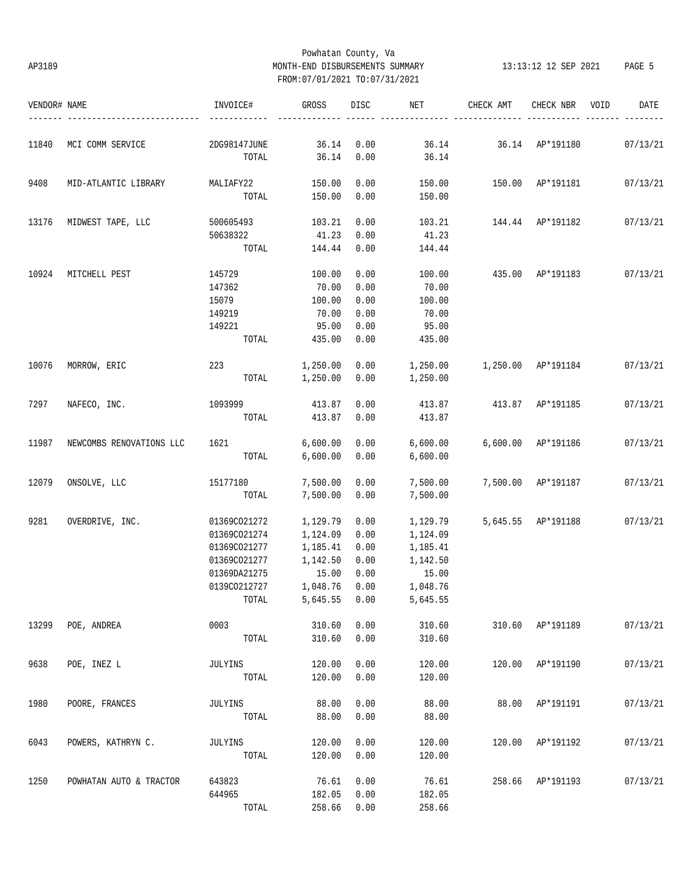Powhatan County, Va
MONTH-END DISBURSEMENTS SUMMARY
FROM:07/01/2021 TO:07/31/2021

| VENDOR# | NAME | INVOICE# | GROSS | DISC | NET | CHECK AMT | CHECK NBR | VOID | DATE |
|---|---|---|---|---|---|---|---|---|---|
| 11840 | MCI COMM SERVICE | 2DG98147JUNE | 36.14 | 0.00 | 36.14 | 36.14 | AP*191180 | | 07/13/21 |
| | | TOTAL | 36.14 | 0.00 | 36.14 | | | | |
| 9408 | MID-ATLANTIC LIBRARY | MALIAFY22 | 150.00 | 0.00 | 150.00 | 150.00 | AP*191181 | | 07/13/21 |
| | | TOTAL | 150.00 | 0.00 | 150.00 | | | | |
| 13176 | MIDWEST TAPE, LLC | 500605493 | 103.21 | 0.00 | 103.21 | 144.44 | AP*191182 | | 07/13/21 |
| | | 50638322 | 41.23 | 0.00 | 41.23 | | | | |
| | | TOTAL | 144.44 | 0.00 | 144.44 | | | | |
| 10924 | MITCHELL PEST | 145729 | 100.00 | 0.00 | 100.00 | 435.00 | AP*191183 | | 07/13/21 |
| | | 147362 | 70.00 | 0.00 | 70.00 | | | | |
| | | 15079 | 100.00 | 0.00 | 100.00 | | | | |
| | | 149219 | 70.00 | 0.00 | 70.00 | | | | |
| | | 149221 | 95.00 | 0.00 | 95.00 | | | | |
| | | TOTAL | 435.00 | 0.00 | 435.00 | | | | |
| 10076 | MORROW, ERIC | 223 | 1,250.00 | 0.00 | 1,250.00 | 1,250.00 | AP*191184 | | 07/13/21 |
| | | TOTAL | 1,250.00 | 0.00 | 1,250.00 | | | | |
| 7297 | NAFECO, INC. | 1093999 | 413.87 | 0.00 | 413.87 | 413.87 | AP*191185 | | 07/13/21 |
| | | TOTAL | 413.87 | 0.00 | 413.87 | | | | |
| 11987 | NEWCOMBS RENOVATIONS LLC | 1621 | 6,600.00 | 0.00 | 6,600.00 | 6,600.00 | AP*191186 | | 07/13/21 |
| | | TOTAL | 6,600.00 | 0.00 | 6,600.00 | | | | |
| 12079 | ONSOLVE, LLC | 15177180 | 7,500.00 | 0.00 | 7,500.00 | 7,500.00 | AP*191187 | | 07/13/21 |
| | | TOTAL | 7,500.00 | 0.00 | 7,500.00 | | | | |
| 9281 | OVERDRIVE, INC. | 01369CO21272 | 1,129.79 | 0.00 | 1,129.79 | 5,645.55 | AP*191188 | | 07/13/21 |
| | | 01369CO21274 | 1,124.09 | 0.00 | 1,124.09 | | | | |
| | | 01369CO21277 | 1,185.41 | 0.00 | 1,185.41 | | | | |
| | | 01369CO21277 | 1,142.50 | 0.00 | 1,142.50 | | | | |
| | | 01369DA21275 | 15.00 | 0.00 | 15.00 | | | | |
| | | 0139CO212727 | 1,048.76 | 0.00 | 1,048.76 | | | | |
| | | TOTAL | 5,645.55 | 0.00 | 5,645.55 | | | | |
| 13299 | POE, ANDREA | 0003 | 310.60 | 0.00 | 310.60 | 310.60 | AP*191189 | | 07/13/21 |
| | | TOTAL | 310.60 | 0.00 | 310.60 | | | | |
| 9638 | POE, INEZ L | JULYINS | 120.00 | 0.00 | 120.00 | 120.00 | AP*191190 | | 07/13/21 |
| | | TOTAL | 120.00 | 0.00 | 120.00 | | | | |
| 1980 | POORE, FRANCES | JULYINS | 88.00 | 0.00 | 88.00 | 88.00 | AP*191191 | | 07/13/21 |
| | | TOTAL | 88.00 | 0.00 | 88.00 | | | | |
| 6043 | POWERS, KATHRYN C. | JULYINS | 120.00 | 0.00 | 120.00 | 120.00 | AP*191192 | | 07/13/21 |
| | | TOTAL | 120.00 | 0.00 | 120.00 | | | | |
| 1250 | POWHATAN AUTO & TRACTOR | 643823 | 76.61 | 0.00 | 76.61 | 258.66 | AP*191193 | | 07/13/21 |
| | | 644965 | 182.05 | 0.00 | 182.05 | | | | |
| | | TOTAL | 258.66 | 0.00 | 258.66 | | | | |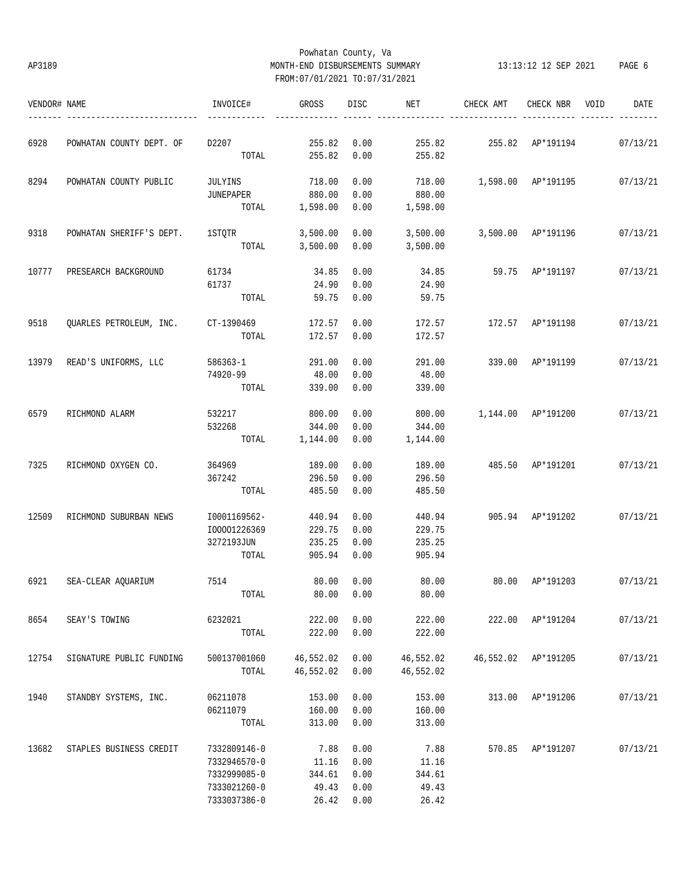Powhatan County, Va
MONTH-END DISBURSEMENTS SUMMARY
FROM:07/01/2021 TO:07/31/2021

AP3189 — 13:13:12 12 SEP 2021

| VENDOR# | NAME | INVOICE# | GROSS | DISC | NET | CHECK AMT | CHECK NBR | VOID | DATE |
|---|---|---|---|---|---|---|---|---|---|
| 6928 | POWHATAN COUNTY DEPT. OF | D2207 | 255.82 | 0.00 | 255.82 | 255.82 | AP*191194 | | 07/13/21 |
| | | TOTAL | 255.82 | 0.00 | 255.82 | | | | |
| 8294 | POWHATAN COUNTY PUBLIC | JULYINS | 718.00 | 0.00 | 718.00 | 1,598.00 | AP*191195 | | 07/13/21 |
| | | JUNEPAPER | 880.00 | 0.00 | 880.00 | | | | |
| | | TOTAL | 1,598.00 | 0.00 | 1,598.00 | | | | |
| 9318 | POWHATAN SHERIFF'S DEPT. | 1STQTR | 3,500.00 | 0.00 | 3,500.00 | 3,500.00 | AP*191196 | | 07/13/21 |
| | | TOTAL | 3,500.00 | 0.00 | 3,500.00 | | | | |
| 10777 | PRESEARCH BACKGROUND | 61734 | 34.85 | 0.00 | 34.85 | 59.75 | AP*191197 | | 07/13/21 |
| | | 61737 | 24.90 | 0.00 | 24.90 | | | | |
| | | TOTAL | 59.75 | 0.00 | 59.75 | | | | |
| 9518 | QUARLES PETROLEUM, INC. | CT-1390469 | 172.57 | 0.00 | 172.57 | 172.57 | AP*191198 | | 07/13/21 |
| | | TOTAL | 172.57 | 0.00 | 172.57 | | | | |
| 13979 | READ'S UNIFORMS, LLC | 586363-1 | 291.00 | 0.00 | 291.00 | 339.00 | AP*191199 | | 07/13/21 |
| | | 74920-99 | 48.00 | 0.00 | 48.00 | | | | |
| | | TOTAL | 339.00 | 0.00 | 339.00 | | | | |
| 6579 | RICHMOND ALARM | 532217 | 800.00 | 0.00 | 800.00 | 1,144.00 | AP*191200 | | 07/13/21 |
| | | 532268 | 344.00 | 0.00 | 344.00 | | | | |
| | | TOTAL | 1,144.00 | 0.00 | 1,144.00 | | | | |
| 7325 | RICHMOND OXYGEN CO. | 364969 | 189.00 | 0.00 | 189.00 | 485.50 | AP*191201 | | 07/13/21 |
| | | 367242 | 296.50 | 0.00 | 296.50 | | | | |
| | | TOTAL | 485.50 | 0.00 | 485.50 | | | | |
| 12509 | RICHMOND SUBURBAN NEWS | I0001169562- | 440.94 | 0.00 | 440.94 | 905.94 | AP*191202 | | 07/13/21 |
| | | I00001226369 | 229.75 | 0.00 | 229.75 | | | | |
| | | 3272193JUN | 235.25 | 0.00 | 235.25 | | | | |
| | | TOTAL | 905.94 | 0.00 | 905.94 | | | | |
| 6921 | SEA-CLEAR AQUARIUM | 7514 | 80.00 | 0.00 | 80.00 | 80.00 | AP*191203 | | 07/13/21 |
| | | TOTAL | 80.00 | 0.00 | 80.00 | | | | |
| 8654 | SEAY'S TOWING | 6232021 | 222.00 | 0.00 | 222.00 | 222.00 | AP*191204 | | 07/13/21 |
| | | TOTAL | 222.00 | 0.00 | 222.00 | | | | |
| 12754 | SIGNATURE PUBLIC FUNDING | 500137001060 | 46,552.02 | 0.00 | 46,552.02 | 46,552.02 | AP*191205 | | 07/13/21 |
| | | TOTAL | 46,552.02 | 0.00 | 46,552.02 | | | | |
| 1940 | STANDBY SYSTEMS, INC. | 06211078 | 153.00 | 0.00 | 153.00 | 313.00 | AP*191206 | | 07/13/21 |
| | | 06211079 | 160.00 | 0.00 | 160.00 | | | | |
| | | TOTAL | 313.00 | 0.00 | 313.00 | | | | |
| 13682 | STAPLES BUSINESS CREDIT | 7332809146-0 | 7.88 | 0.00 | 7.88 | 570.85 | AP*191207 | | 07/13/21 |
| | | 7332946570-0 | 11.16 | 0.00 | 11.16 | | | | |
| | | 7332999085-0 | 344.61 | 0.00 | 344.61 | | | | |
| | | 7333021260-0 | 49.43 | 0.00 | 49.43 | | | | |
| | | 7333037386-0 | 26.42 | 0.00 | 26.42 | | | | |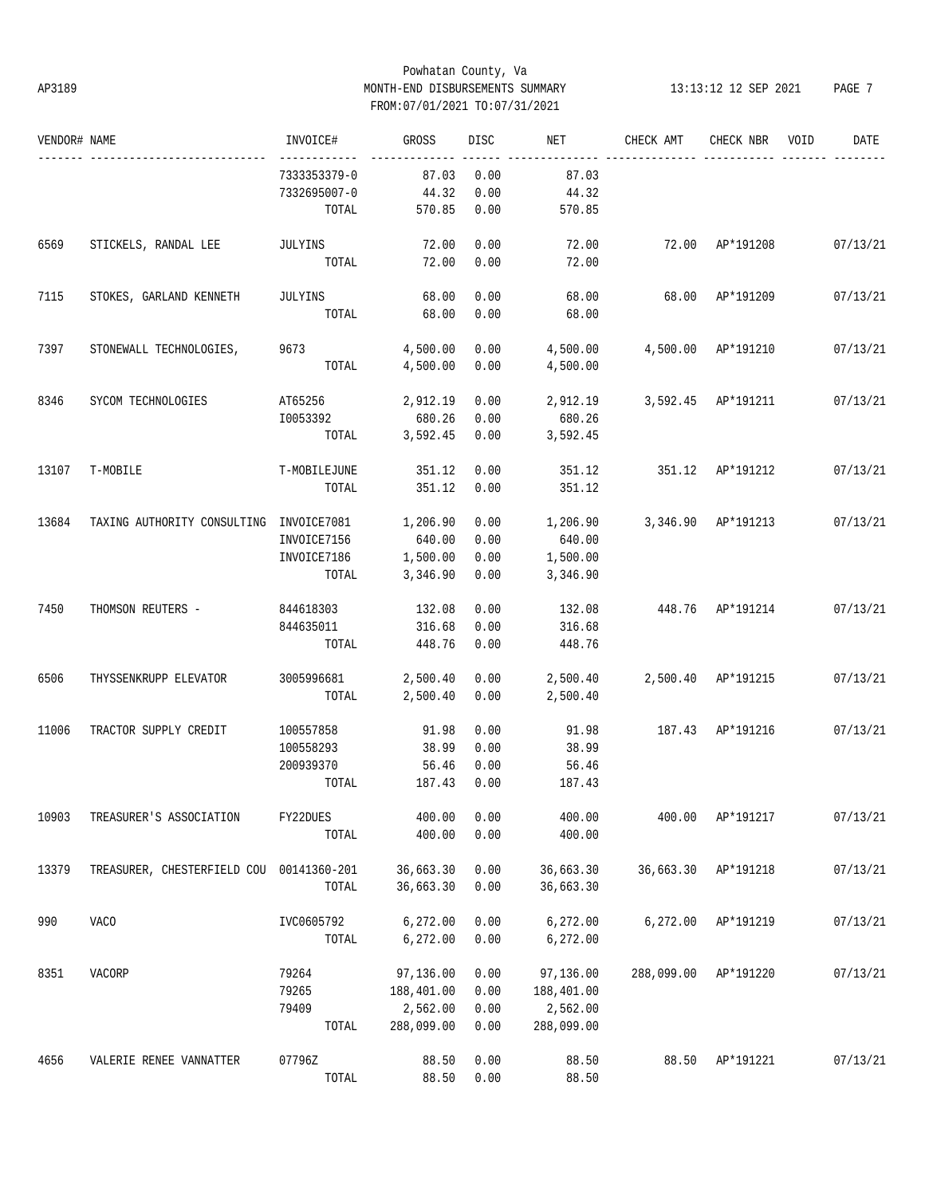Powhatan County, Va
AP3189 MONTH-END DISBURSEMENTS SUMMARY
FROM:07/01/2021 TO:07/31/2021

| VENDOR# | NAME | INVOICE# | GROSS | DISC | NET | CHECK AMT | CHECK NBR | VOID | DATE |
|---|---|---|---|---|---|---|---|---|---|
| | | 7333353379-0 | 87.03 | 0.00 | 87.03 | | | | |
| | | 7332695007-0 | 44.32 | 0.00 | 44.32 | | | | |
| | | TOTAL | 570.85 | 0.00 | 570.85 | | | | |
| 6569 | STICKELS, RANDAL LEE | JULYINS | 72.00 | 0.00 | 72.00 | 72.00 | AP*191208 | | 07/13/21 |
| | | TOTAL | 72.00 | 0.00 | 72.00 | | | | |
| 7115 | STOKES, GARLAND KENNETH | JULYINS | 68.00 | 0.00 | 68.00 | 68.00 | AP*191209 | | 07/13/21 |
| | | TOTAL | 68.00 | 0.00 | 68.00 | | | | |
| 7397 | STONEWALL TECHNOLOGIES, | 9673 | 4,500.00 | 0.00 | 4,500.00 | 4,500.00 | AP*191210 | | 07/13/21 |
| | | TOTAL | 4,500.00 | 0.00 | 4,500.00 | | | | |
| 8346 | SYCOM TECHNOLOGIES | AT65256 | 2,912.19 | 0.00 | 2,912.19 | 3,592.45 | AP*191211 | | 07/13/21 |
| | | I0053392 | 680.26 | 0.00 | 680.26 | | | | |
| | | TOTAL | 3,592.45 | 0.00 | 3,592.45 | | | | |
| 13107 | T-MOBILE | T-MOBILEJUNE | 351.12 | 0.00 | 351.12 | 351.12 | AP*191212 | | 07/13/21 |
| | | TOTAL | 351.12 | 0.00 | 351.12 | | | | |
| 13684 | TAXING AUTHORITY CONSULTING | INVOICE7081 | 1,206.90 | 0.00 | 1,206.90 | 3,346.90 | AP*191213 | | 07/13/21 |
| | | INVOICE7156 | 640.00 | 0.00 | 640.00 | | | | |
| | | INVOICE7186 | 1,500.00 | 0.00 | 1,500.00 | | | | |
| | | TOTAL | 3,346.90 | 0.00 | 3,346.90 | | | | |
| 7450 | THOMSON REUTERS - | 844618303 | 132.08 | 0.00 | 132.08 | 448.76 | AP*191214 | | 07/13/21 |
| | | 844635011 | 316.68 | 0.00 | 316.68 | | | | |
| | | TOTAL | 448.76 | 0.00 | 448.76 | | | | |
| 6506 | THYSSENKRUPP ELEVATOR | 3005996681 | 2,500.40 | 0.00 | 2,500.40 | 2,500.40 | AP*191215 | | 07/13/21 |
| | | TOTAL | 2,500.40 | 0.00 | 2,500.40 | | | | |
| 11006 | TRACTOR SUPPLY CREDIT | 100557858 | 91.98 | 0.00 | 91.98 | 187.43 | AP*191216 | | 07/13/21 |
| | | 100558293 | 38.99 | 0.00 | 38.99 | | | | |
| | | 200939370 | 56.46 | 0.00 | 56.46 | | | | |
| | | TOTAL | 187.43 | 0.00 | 187.43 | | | | |
| 10903 | TREASURER'S ASSOCIATION | FY22DUES | 400.00 | 0.00 | 400.00 | 400.00 | AP*191217 | | 07/13/21 |
| | | TOTAL | 400.00 | 0.00 | 400.00 | | | | |
| 13379 | TREASURER, CHESTERFIELD COU | 00141360-201 | 36,663.30 | 0.00 | 36,663.30 | 36,663.30 | AP*191218 | | 07/13/21 |
| | | TOTAL | 36,663.30 | 0.00 | 36,663.30 | | | | |
| 990 | VACO | IVC0605792 | 6,272.00 | 0.00 | 6,272.00 | 6,272.00 | AP*191219 | | 07/13/21 |
| | | TOTAL | 6,272.00 | 0.00 | 6,272.00 | | | | |
| 8351 | VACORP | 79264 | 97,136.00 | 0.00 | 97,136.00 | 288,099.00 | AP*191220 | | 07/13/21 |
| | | 79265 | 188,401.00 | 0.00 | 188,401.00 | | | | |
| | | 79409 | 2,562.00 | 0.00 | 2,562.00 | | | | |
| | | TOTAL | 288,099.00 | 0.00 | 288,099.00 | | | | |
| 4656 | VALERIE RENEE VANNATTER | 07796Z | 88.50 | 0.00 | 88.50 | 88.50 | AP*191221 | | 07/13/21 |
| | | TOTAL | 88.50 | 0.00 | 88.50 | | | | |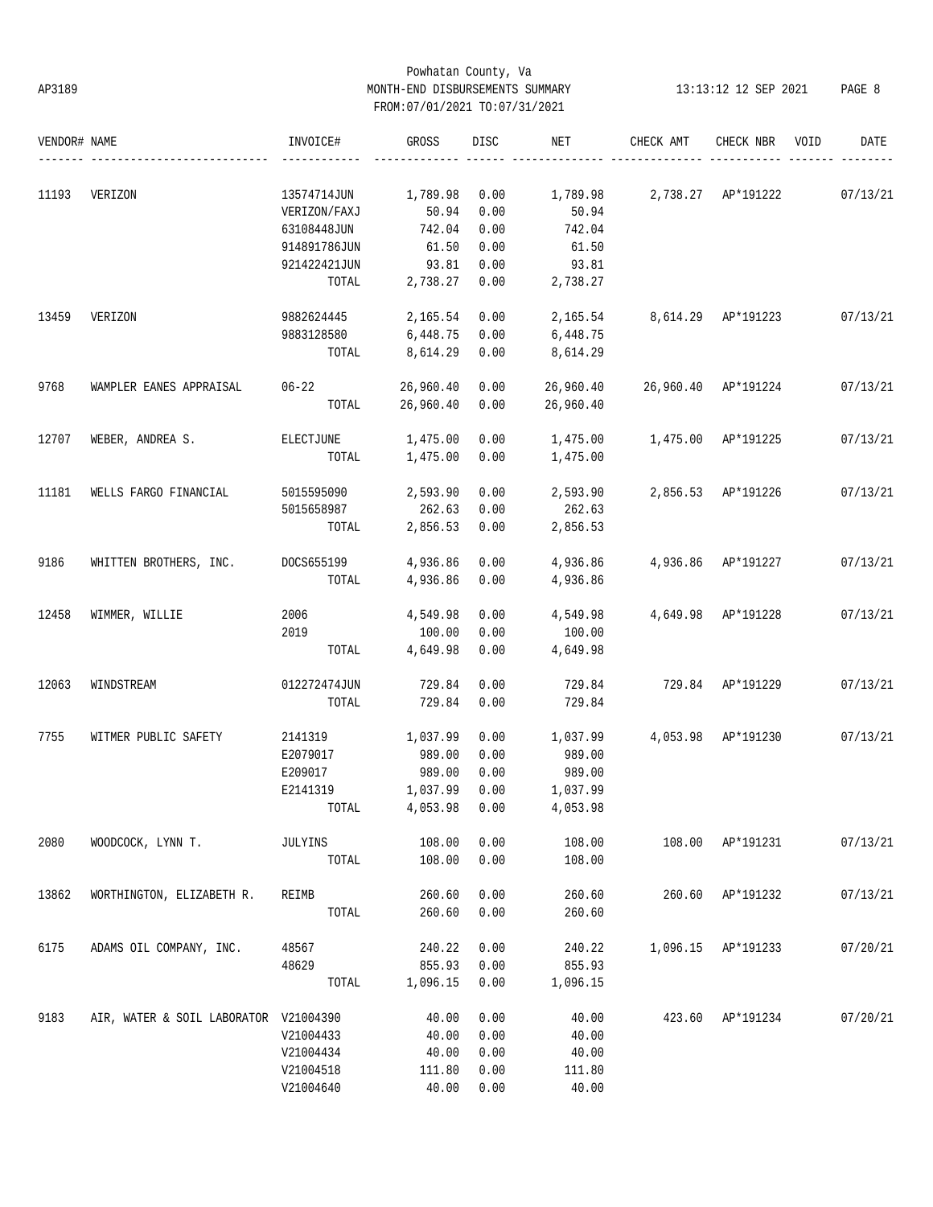# Powhatan County, Va

AP3189 MONTH-END DISBURSEMENTS SUMMARY 13:13:12 12 SEP 2021 PAGE 8

FROM:07/01/2021 TO:07/31/2021

| VENDOR# | NAME | INVOICE# | GROSS | DISC | NET | CHECK AMT | CHECK NBR | VOID | DATE |
|---|---|---|---|---|---|---|---|---|---|
| 11193 | VERIZON | 13574714JUN | 1,789.98 | 0.00 | 1,789.98 | 2,738.27 | AP*191222 | | 07/13/21 |
| | | VERIZON/FAXJ | 50.94 | 0.00 | 50.94 | | | | |
| | | 63108448JUN | 742.04 | 0.00 | 742.04 | | | | |
| | | 914891786JUN | 61.50 | 0.00 | 61.50 | | | | |
| | | 921422421JUN | 93.81 | 0.00 | 93.81 | | | | |
| | | TOTAL | 2,738.27 | 0.00 | 2,738.27 | | | | |
| 13459 | VERIZON | 9882624445 | 2,165.54 | 0.00 | 2,165.54 | 8,614.29 | AP*191223 | | 07/13/21 |
| | | 9883128580 | 6,448.75 | 0.00 | 6,448.75 | | | | |
| | | TOTAL | 8,614.29 | 0.00 | 8,614.29 | | | | |
| 9768 | WAMPLER EANES APPRAISAL | 06-22 | 26,960.40 | 0.00 | 26,960.40 | 26,960.40 | AP*191224 | | 07/13/21 |
| | | TOTAL | 26,960.40 | 0.00 | 26,960.40 | | | | |
| 12707 | WEBER, ANDREA S. | ELECTJUNE | 1,475.00 | 0.00 | 1,475.00 | 1,475.00 | AP*191225 | | 07/13/21 |
| | | TOTAL | 1,475.00 | 0.00 | 1,475.00 | | | | |
| 11181 | WELLS FARGO FINANCIAL | 5015595090 | 2,593.90 | 0.00 | 2,593.90 | 2,856.53 | AP*191226 | | 07/13/21 |
| | | 5015658987 | 262.63 | 0.00 | 262.63 | | | | |
| | | TOTAL | 2,856.53 | 0.00 | 2,856.53 | | | | |
| 9186 | WHITTEN BROTHERS, INC. | DOCS655199 | 4,936.86 | 0.00 | 4,936.86 | 4,936.86 | AP*191227 | | 07/13/21 |
| | | TOTAL | 4,936.86 | 0.00 | 4,936.86 | | | | |
| 12458 | WIMMER, WILLIE | 2006 | 4,549.98 | 0.00 | 4,549.98 | 4,649.98 | AP*191228 | | 07/13/21 |
| | | 2019 | 100.00 | 0.00 | 100.00 | | | | |
| | | TOTAL | 4,649.98 | 0.00 | 4,649.98 | | | | |
| 12063 | WINDSTREAM | 012272474JUN | 729.84 | 0.00 | 729.84 | 729.84 | AP*191229 | | 07/13/21 |
| | | TOTAL | 729.84 | 0.00 | 729.84 | | | | |
| 7755 | WITMER PUBLIC SAFETY | 2141319 | 1,037.99 | 0.00 | 1,037.99 | 4,053.98 | AP*191230 | | 07/13/21 |
| | | E2079017 | 989.00 | 0.00 | 989.00 | | | | |
| | | E209017 | 989.00 | 0.00 | 989.00 | | | | |
| | | E2141319 | 1,037.99 | 0.00 | 1,037.99 | | | | |
| | | TOTAL | 4,053.98 | 0.00 | 4,053.98 | | | | |
| 2080 | WOODCOCK, LYNN T. | JULYINS | 108.00 | 0.00 | 108.00 | 108.00 | AP*191231 | | 07/13/21 |
| | | TOTAL | 108.00 | 0.00 | 108.00 | | | | |
| 13862 | WORTHINGTON, ELIZABETH R. | REIMB | 260.60 | 0.00 | 260.60 | 260.60 | AP*191232 | | 07/13/21 |
| | | TOTAL | 260.60 | 0.00 | 260.60 | | | | |
| 6175 | ADAMS OIL COMPANY, INC. | 48567 | 240.22 | 0.00 | 240.22 | 1,096.15 | AP*191233 | | 07/20/21 |
| | | 48629 | 855.93 | 0.00 | 855.93 | | | | |
| | | TOTAL | 1,096.15 | 0.00 | 1,096.15 | | | | |
| 9183 | AIR, WATER & SOIL LABORATOR | V21004390 | 40.00 | 0.00 | 40.00 | 423.60 | AP*191234 | | 07/20/21 |
| | | V21004433 | 40.00 | 0.00 | 40.00 | | | | |
| | | V21004434 | 40.00 | 0.00 | 40.00 | | | | |
| | | V21004518 | 111.80 | 0.00 | 111.80 | | | | |
| | | V21004640 | 40.00 | 0.00 | 40.00 | | | | |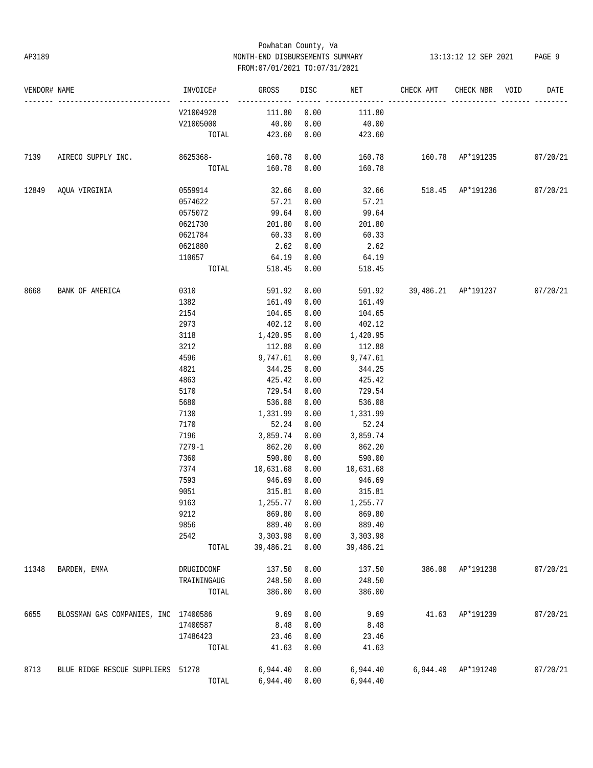Powhatan County, Va
MONTH-END DISBURSEMENTS SUMMARY
FROM:07/01/2021 TO:07/31/2021

| VENDOR# | NAME | INVOICE# | GROSS | DISC | NET | CHECK AMT | CHECK NBR | VOID | DATE |
|---|---|---|---|---|---|---|---|---|---|
| | | V21004928 | 111.80 | 0.00 | 111.80 | | | | |
| | | V21005000 | 40.00 | 0.00 | 40.00 | | | | |
| | | TOTAL | 423.60 | 0.00 | 423.60 | | | | |
| 7139 | AIRECO SUPPLY INC. | 8625368- | 160.78 | 0.00 | 160.78 | 160.78 | AP*191235 | | 07/20/21 |
| | | TOTAL | 160.78 | 0.00 | 160.78 | | | | |
| 12849 | AQUA VIRGINIA | 0559914 | 32.66 | 0.00 | 32.66 | 518.45 | AP*191236 | | 07/20/21 |
| | | 0574622 | 57.21 | 0.00 | 57.21 | | | | |
| | | 0575072 | 99.64 | 0.00 | 99.64 | | | | |
| | | 0621730 | 201.80 | 0.00 | 201.80 | | | | |
| | | 0621784 | 60.33 | 0.00 | 60.33 | | | | |
| | | 0621880 | 2.62 | 0.00 | 2.62 | | | | |
| | | 110657 | 64.19 | 0.00 | 64.19 | | | | |
| | | TOTAL | 518.45 | 0.00 | 518.45 | | | | |
| 8668 | BANK OF AMERICA | 0310 | 591.92 | 0.00 | 591.92 | 39,486.21 | AP*191237 | | 07/20/21 |
| | | 1382 | 161.49 | 0.00 | 161.49 | | | | |
| | | 2154 | 104.65 | 0.00 | 104.65 | | | | |
| | | 2973 | 402.12 | 0.00 | 402.12 | | | | |
| | | 3118 | 1,420.95 | 0.00 | 1,420.95 | | | | |
| | | 3212 | 112.88 | 0.00 | 112.88 | | | | |
| | | 4596 | 9,747.61 | 0.00 | 9,747.61 | | | | |
| | | 4821 | 344.25 | 0.00 | 344.25 | | | | |
| | | 4863 | 425.42 | 0.00 | 425.42 | | | | |
| | | 5170 | 729.54 | 0.00 | 729.54 | | | | |
| | | 5680 | 536.08 | 0.00 | 536.08 | | | | |
| | | 7130 | 1,331.99 | 0.00 | 1,331.99 | | | | |
| | | 7170 | 52.24 | 0.00 | 52.24 | | | | |
| | | 7196 | 3,859.74 | 0.00 | 3,859.74 | | | | |
| | | 7279-1 | 862.20 | 0.00 | 862.20 | | | | |
| | | 7360 | 590.00 | 0.00 | 590.00 | | | | |
| | | 7374 | 10,631.68 | 0.00 | 10,631.68 | | | | |
| | | 7593 | 946.69 | 0.00 | 946.69 | | | | |
| | | 9051 | 315.81 | 0.00 | 315.81 | | | | |
| | | 9163 | 1,255.77 | 0.00 | 1,255.77 | | | | |
| | | 9212 | 869.80 | 0.00 | 869.80 | | | | |
| | | 9856 | 889.40 | 0.00 | 889.40 | | | | |
| | | 2542 | 3,303.98 | 0.00 | 3,303.98 | | | | |
| | | TOTAL | 39,486.21 | 0.00 | 39,486.21 | | | | |
| 11348 | BARDEN, EMMA | DRUGIDCONF | 137.50 | 0.00 | 137.50 | 386.00 | AP*191238 | | 07/20/21 |
| | | TRAININGAUG | 248.50 | 0.00 | 248.50 | | | | |
| | | TOTAL | 386.00 | 0.00 | 386.00 | | | | |
| 6655 | BLOSSMAN GAS COMPANIES, INC | 17400586 | 9.69 | 0.00 | 9.69 | 41.63 | AP*191239 | | 07/20/21 |
| | | 17400587 | 8.48 | 0.00 | 8.48 | | | | |
| | | 17486423 | 23.46 | 0.00 | 23.46 | | | | |
| | | TOTAL | 41.63 | 0.00 | 41.63 | | | | |
| 8713 | BLUE RIDGE RESCUE SUPPLIERS | 51278 | 6,944.40 | 0.00 | 6,944.40 | 6,944.40 | AP*191240 | | 07/20/21 |
| | | TOTAL | 6,944.40 | 0.00 | 6,944.40 | | | | |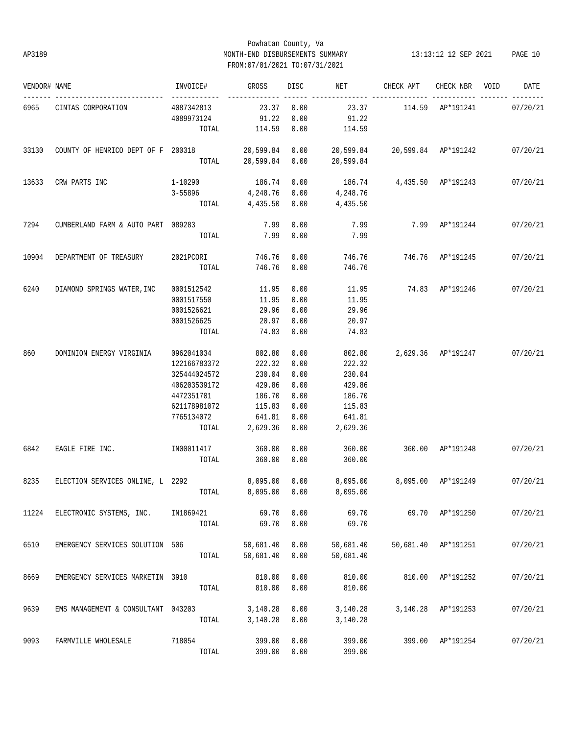Powhatan County, Va
AP3189 MONTH-END DISBURSEMENTS SUMMARY 13:13:12 12 SEP 2021
FROM:07/01/2021 TO:07/31/2021

| VENDOR# | NAME | INVOICE# | GROSS | DISC | NET | CHECK AMT | CHECK NBR | VOID | DATE |
|---|---|---|---|---|---|---|---|---|---|
| 6965 | CINTAS CORPORATION | 4087342813 | 23.37 | 0.00 | 23.37 | 114.59 | AP*191241 | | 07/20/21 |
| | | 4089973124 | 91.22 | 0.00 | 91.22 | | | | |
| | | TOTAL | 114.59 | 0.00 | 114.59 | | | | |
| 33130 | COUNTY OF HENRICO DEPT OF F | 200318 | 20,599.84 | 0.00 | 20,599.84 | 20,599.84 | AP*191242 | | 07/20/21 |
| | | TOTAL | 20,599.84 | 0.00 | 20,599.84 | | | | |
| 13633 | CRW PARTS INC | 1-10290 | 186.74 | 0.00 | 186.74 | 4,435.50 | AP*191243 | | 07/20/21 |
| | | 3-55896 | 4,248.76 | 0.00 | 4,248.76 | | | | |
| | | TOTAL | 4,435.50 | 0.00 | 4,435.50 | | | | |
| 7294 | CUMBERLAND FARM & AUTO PART | 089283 | 7.99 | 0.00 | 7.99 | 7.99 | AP*191244 | | 07/20/21 |
| | | TOTAL | 7.99 | 0.00 | 7.99 | | | | |
| 10904 | DEPARTMENT OF TREASURY | 2021PCORI | 746.76 | 0.00 | 746.76 | 746.76 | AP*191245 | | 07/20/21 |
| | | TOTAL | 746.76 | 0.00 | 746.76 | | | | |
| 6240 | DIAMOND SPRINGS WATER,INC | 0001512542 | 11.95 | 0.00 | 11.95 | 74.83 | AP*191246 | | 07/20/21 |
| | | 0001517550 | 11.95 | 0.00 | 11.95 | | | | |
| | | 0001526621 | 29.96 | 0.00 | 29.96 | | | | |
| | | 0001526625 | 20.97 | 0.00 | 20.97 | | | | |
| | | TOTAL | 74.83 | 0.00 | 74.83 | | | | |
| 860 | DOMINION ENERGY VIRGINIA | 0962041034 | 802.80 | 0.00 | 802.80 | 2,629.36 | AP*191247 | | 07/20/21 |
| | | 122166783372 | 222.32 | 0.00 | 222.32 | | | | |
| | | 325444024572 | 230.04 | 0.00 | 230.04 | | | | |
| | | 406203539172 | 429.86 | 0.00 | 429.86 | | | | |
| | | 4472351701 | 186.70 | 0.00 | 186.70 | | | | |
| | | 621178981072 | 115.83 | 0.00 | 115.83 | | | | |
| | | 7765134072 | 641.81 | 0.00 | 641.81 | | | | |
| | | TOTAL | 2,629.36 | 0.00 | 2,629.36 | | | | |
| 6842 | EAGLE FIRE INC. | IN00011417 | 360.00 | 0.00 | 360.00 | 360.00 | AP*191248 | | 07/20/21 |
| | | TOTAL | 360.00 | 0.00 | 360.00 | | | | |
| 8235 | ELECTION SERVICES ONLINE, L | 2292 | 8,095.00 | 0.00 | 8,095.00 | 8,095.00 | AP*191249 | | 07/20/21 |
| | | TOTAL | 8,095.00 | 0.00 | 8,095.00 | | | | |
| 11224 | ELECTRONIC SYSTEMS, INC. | IN1869421 | 69.70 | 0.00 | 69.70 | 69.70 | AP*191250 | | 07/20/21 |
| | | TOTAL | 69.70 | 0.00 | 69.70 | | | | |
| 6510 | EMERGENCY SERVICES SOLUTION | 506 | 50,681.40 | 0.00 | 50,681.40 | 50,681.40 | AP*191251 | | 07/20/21 |
| | | TOTAL | 50,681.40 | 0.00 | 50,681.40 | | | | |
| 8669 | EMERGENCY SERVICES MARKETIN | 3910 | 810.00 | 0.00 | 810.00 | 810.00 | AP*191252 | | 07/20/21 |
| | | TOTAL | 810.00 | 0.00 | 810.00 | | | | |
| 9639 | EMS MANAGEMENT & CONSULTANT | 043203 | 3,140.28 | 0.00 | 3,140.28 | 3,140.28 | AP*191253 | | 07/20/21 |
| | | TOTAL | 3,140.28 | 0.00 | 3,140.28 | | | | |
| 9093 | FARMVILLE WHOLESALE | 718054 | 399.00 | 0.00 | 399.00 | 399.00 | AP*191254 | | 07/20/21 |
| | | TOTAL | 399.00 | 0.00 | 399.00 | | | | |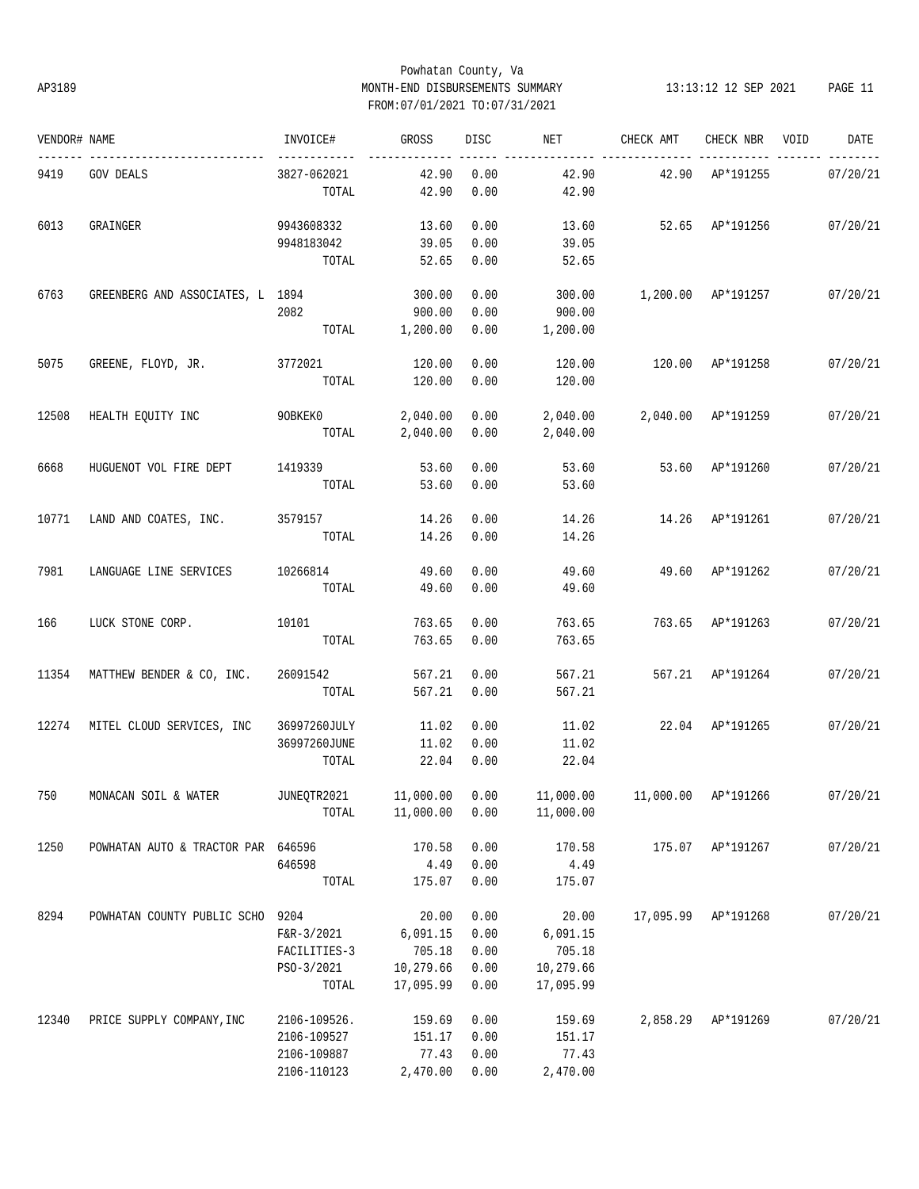Powhatan County, Va
MONTH-END DISBURSEMENTS SUMMARY
FROM:07/01/2021 TO:07/31/2021

| VENDOR# | NAME | INVOICE# | GROSS | DISC | NET | CHECK AMT | CHECK NBR | VOID | DATE |
|---|---|---|---|---|---|---|---|---|---|
| 9419 | GOV DEALS | 3827-062021 | 42.90 | 0.00 | 42.90 | 42.90 | AP*191255 | | 07/20/21 |
| | | TOTAL | 42.90 | 0.00 | 42.90 | | | | |
| 6013 | GRAINGER | 9943608332 | 13.60 | 0.00 | 13.60 | 52.65 | AP*191256 | | 07/20/21 |
| | | 9948183042 | 39.05 | 0.00 | 39.05 | | | | |
| | | TOTAL | 52.65 | 0.00 | 52.65 | | | | |
| 6763 | GREENBERG AND ASSOCIATES, L | 1894 | 300.00 | 0.00 | 300.00 | 1,200.00 | AP*191257 | | 07/20/21 |
| | | 2082 | 900.00 | 0.00 | 900.00 | | | | |
| | | TOTAL | 1,200.00 | 0.00 | 1,200.00 | | | | |
| 5075 | GREENE, FLOYD, JR. | 3772021 | 120.00 | 0.00 | 120.00 | 120.00 | AP*191258 | | 07/20/21 |
| | | TOTAL | 120.00 | 0.00 | 120.00 | | | | |
| 12508 | HEALTH EQUITY INC | 9OBKEK0 | 2,040.00 | 0.00 | 2,040.00 | 2,040.00 | AP*191259 | | 07/20/21 |
| | | TOTAL | 2,040.00 | 0.00 | 2,040.00 | | | | |
| 6668 | HUGUENOT VOL FIRE DEPT | 1419339 | 53.60 | 0.00 | 53.60 | 53.60 | AP*191260 | | 07/20/21 |
| | | TOTAL | 53.60 | 0.00 | 53.60 | | | | |
| 10771 | LAND AND COATES, INC. | 3579157 | 14.26 | 0.00 | 14.26 | 14.26 | AP*191261 | | 07/20/21 |
| | | TOTAL | 14.26 | 0.00 | 14.26 | | | | |
| 7981 | LANGUAGE LINE SERVICES | 10266814 | 49.60 | 0.00 | 49.60 | 49.60 | AP*191262 | | 07/20/21 |
| | | TOTAL | 49.60 | 0.00 | 49.60 | | | | |
| 166 | LUCK STONE CORP. | 10101 | 763.65 | 0.00 | 763.65 | 763.65 | AP*191263 | | 07/20/21 |
| | | TOTAL | 763.65 | 0.00 | 763.65 | | | | |
| 11354 | MATTHEW BENDER & CO, INC. | 26091542 | 567.21 | 0.00 | 567.21 | 567.21 | AP*191264 | | 07/20/21 |
| | | TOTAL | 567.21 | 0.00 | 567.21 | | | | |
| 12274 | MITEL CLOUD SERVICES, INC | 36997260JULY | 11.02 | 0.00 | 11.02 | 22.04 | AP*191265 | | 07/20/21 |
| | | 36997260JUNE | 11.02 | 0.00 | 11.02 | | | | |
| | | TOTAL | 22.04 | 0.00 | 22.04 | | | | |
| 750 | MONACAN SOIL & WATER | JUNEQTR2021 | 11,000.00 | 0.00 | 11,000.00 | 11,000.00 | AP*191266 | | 07/20/21 |
| | | TOTAL | 11,000.00 | 0.00 | 11,000.00 | | | | |
| 1250 | POWHATAN AUTO & TRACTOR PAR | 646596 | 170.58 | 0.00 | 170.58 | 175.07 | AP*191267 | | 07/20/21 |
| | | 646598 | 4.49 | 0.00 | 4.49 | | | | |
| | | TOTAL | 175.07 | 0.00 | 175.07 | | | | |
| 8294 | POWHATAN COUNTY PUBLIC SCHO | 9204 | 20.00 | 0.00 | 20.00 | 17,095.99 | AP*191268 | | 07/20/21 |
| | | F&R-3/2021 | 6,091.15 | 0.00 | 6,091.15 | | | | |
| | | FACILITIES-3 | 705.18 | 0.00 | 705.18 | | | | |
| | | PSO-3/2021 | 10,279.66 | 0.00 | 10,279.66 | | | | |
| | | TOTAL | 17,095.99 | 0.00 | 17,095.99 | | | | |
| 12340 | PRICE SUPPLY COMPANY,INC | 2106-109526. | 159.69 | 0.00 | 159.69 | 2,858.29 | AP*191269 | | 07/20/21 |
| | | 2106-109527 | 151.17 | 0.00 | 151.17 | | | | |
| | | 2106-109887 | 77.43 | 0.00 | 77.43 | | | | |
| | | 2106-110123 | 2,470.00 | 0.00 | 2,470.00 | | | | |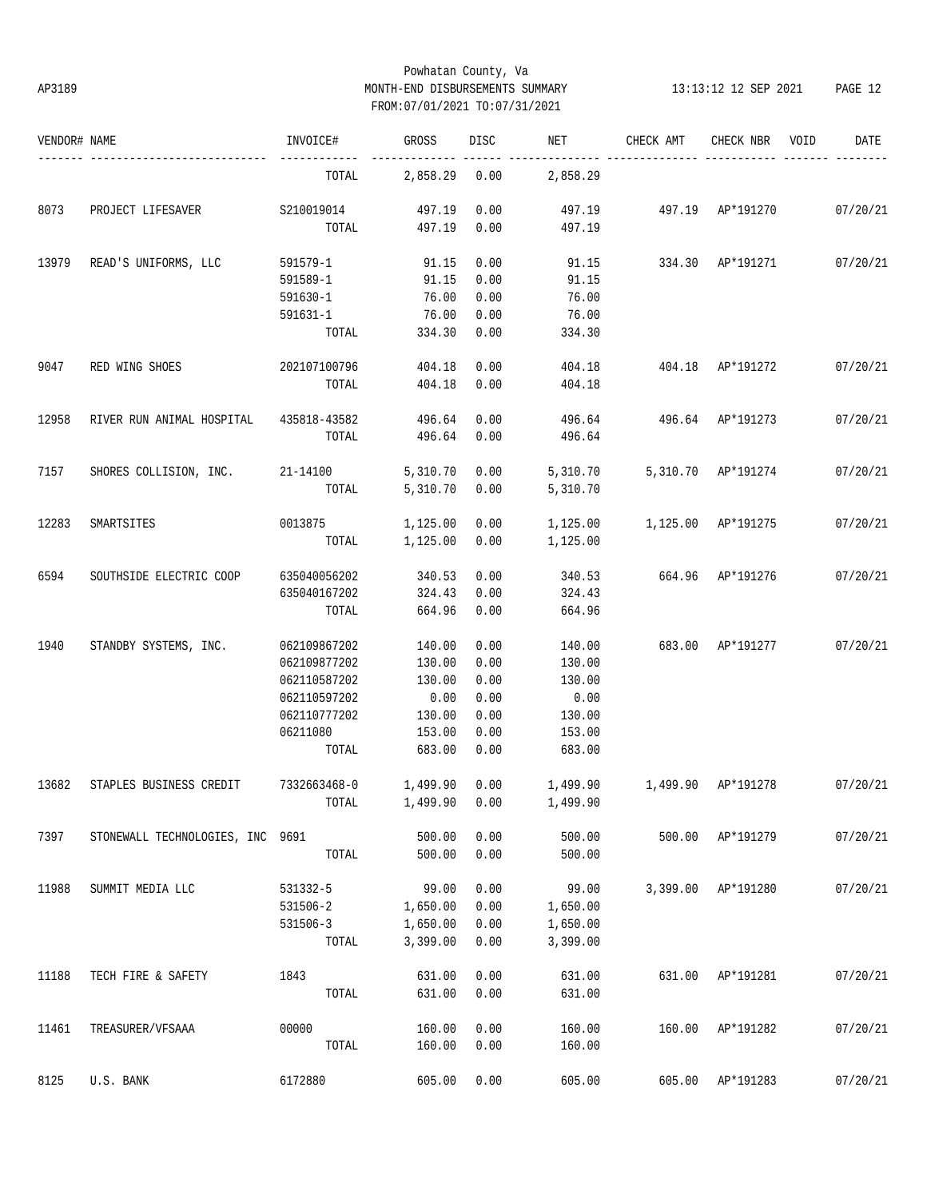Powhatan County, Va
AP3189 MONTH-END DISBURSEMENTS SUMMARY 13:13:12 12 SEP 2021
FROM:07/01/2021 TO:07/31/2021

| VENDOR# | NAME | INVOICE# | GROSS | DISC | NET | CHECK AMT | CHECK NBR | VOID | DATE |
|---|---|---|---|---|---|---|---|---|---|
| | | TOTAL | 2,858.29 | 0.00 | 2,858.29 | | | | |
| 8073 | PROJECT LIFESAVER | S210019014 | 497.19 | 0.00 | 497.19 | 497.19 | AP*191270 | | 07/20/21 |
| | | TOTAL | 497.19 | 0.00 | 497.19 | | | | |
| 13979 | READ'S UNIFORMS, LLC | 591579-1 | 91.15 | 0.00 | 91.15 | 334.30 | AP*191271 | | 07/20/21 |
| | | 591589-1 | 91.15 | 0.00 | 91.15 | | | | |
| | | 591630-1 | 76.00 | 0.00 | 76.00 | | | | |
| | | 591631-1 | 76.00 | 0.00 | 76.00 | | | | |
| | | TOTAL | 334.30 | 0.00 | 334.30 | | | | |
| 9047 | RED WING SHOES | 202107100796 | 404.18 | 0.00 | 404.18 | 404.18 | AP*191272 | | 07/20/21 |
| | | TOTAL | 404.18 | 0.00 | 404.18 | | | | |
| 12958 | RIVER RUN ANIMAL HOSPITAL | 435818-43582 | 496.64 | 0.00 | 496.64 | 496.64 | AP*191273 | | 07/20/21 |
| | | TOTAL | 496.64 | 0.00 | 496.64 | | | | |
| 7157 | SHORES COLLISION, INC. | 21-14100 | 5,310.70 | 0.00 | 5,310.70 | 5,310.70 | AP*191274 | | 07/20/21 |
| | | TOTAL | 5,310.70 | 0.00 | 5,310.70 | | | | |
| 12283 | SMARTSITES | 0013875 | 1,125.00 | 0.00 | 1,125.00 | 1,125.00 | AP*191275 | | 07/20/21 |
| | | TOTAL | 1,125.00 | 0.00 | 1,125.00 | | | | |
| 6594 | SOUTHSIDE ELECTRIC COOP | 635040056202 | 340.53 | 0.00 | 340.53 | 664.96 | AP*191276 | | 07/20/21 |
| | | 635040167202 | 324.43 | 0.00 | 324.43 | | | | |
| | | TOTAL | 664.96 | 0.00 | 664.96 | | | | |
| 1940 | STANDBY SYSTEMS, INC. | 062109867202 | 140.00 | 0.00 | 140.00 | 683.00 | AP*191277 | | 07/20/21 |
| | | 062109877202 | 130.00 | 0.00 | 130.00 | | | | |
| | | 062110587202 | 130.00 | 0.00 | 130.00 | | | | |
| | | 062110597202 | 0.00 | 0.00 | 0.00 | | | | |
| | | 062110777202 | 130.00 | 0.00 | 130.00 | | | | |
| | | 06211080 | 153.00 | 0.00 | 153.00 | | | | |
| | | TOTAL | 683.00 | 0.00 | 683.00 | | | | |
| 13682 | STAPLES BUSINESS CREDIT | 7332663468-0 | 1,499.90 | 0.00 | 1,499.90 | 1,499.90 | AP*191278 | | 07/20/21 |
| | | TOTAL | 1,499.90 | 0.00 | 1,499.90 | | | | |
| 7397 | STONEWALL TECHNOLOGIES, INC | 9691 | 500.00 | 0.00 | 500.00 | 500.00 | AP*191279 | | 07/20/21 |
| | | TOTAL | 500.00 | 0.00 | 500.00 | | | | |
| 11988 | SUMMIT MEDIA LLC | 531332-5 | 99.00 | 0.00 | 99.00 | 3,399.00 | AP*191280 | | 07/20/21 |
| | | 531506-2 | 1,650.00 | 0.00 | 1,650.00 | | | | |
| | | 531506-3 | 1,650.00 | 0.00 | 1,650.00 | | | | |
| | | TOTAL | 3,399.00 | 0.00 | 3,399.00 | | | | |
| 11188 | TECH FIRE & SAFETY | 1843 | 631.00 | 0.00 | 631.00 | 631.00 | AP*191281 | | 07/20/21 |
| | | TOTAL | 631.00 | 0.00 | 631.00 | | | | |
| 11461 | TREASURER/VFSAAA | 00000 | 160.00 | 0.00 | 160.00 | 160.00 | AP*191282 | | 07/20/21 |
| | | TOTAL | 160.00 | 0.00 | 160.00 | | | | |
| 8125 | U.S. BANK | 6172880 | 605.00 | 0.00 | 605.00 | 605.00 | AP*191283 | | 07/20/21 |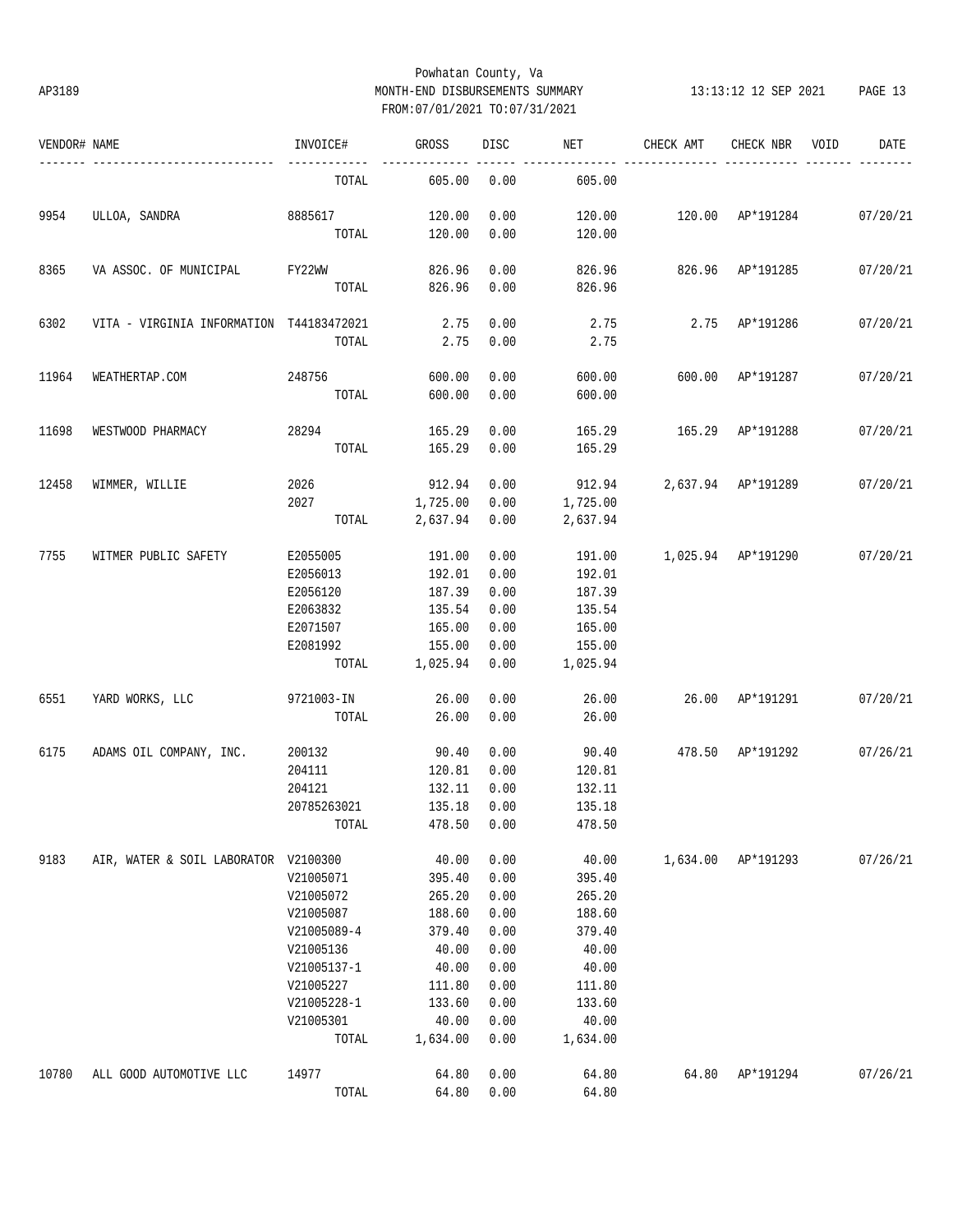Powhatan County, Va
AP3189 MONTH-END DISBURSEMENTS SUMMARY 13:13:12 12 SEP 2021
FROM:07/01/2021 TO:07/31/2021

| VENDOR# | NAME | INVOICE# | GROSS | DISC | NET | CHECK AMT | CHECK NBR | VOID | DATE |
|---|---|---|---|---|---|---|---|---|---|
| | | TOTAL | 605.00 | 0.00 | 605.00 | | | | |
| 9954 | ULLOA, SANDRA | 8885617 | 120.00 | 0.00 | 120.00 | 120.00 | AP*191284 | | 07/20/21 |
| | | TOTAL | 120.00 | 0.00 | 120.00 | | | | |
| 8365 | VA ASSOC. OF MUNICIPAL | FY22WW | 826.96 | 0.00 | 826.96 | 826.96 | AP*191285 | | 07/20/21 |
| | | TOTAL | 826.96 | 0.00 | 826.96 | | | | |
| 6302 | VITA - VIRGINIA INFORMATION | T44183472021 | 2.75 | 0.00 | 2.75 | 2.75 | AP*191286 | | 07/20/21 |
| | | TOTAL | 2.75 | 0.00 | 2.75 | | | | |
| 11964 | WEATHERTAP.COM | 248756 | 600.00 | 0.00 | 600.00 | 600.00 | AP*191287 | | 07/20/21 |
| | | TOTAL | 600.00 | 0.00 | 600.00 | | | | |
| 11698 | WESTWOOD PHARMACY | 28294 | 165.29 | 0.00 | 165.29 | 165.29 | AP*191288 | | 07/20/21 |
| | | TOTAL | 165.29 | 0.00 | 165.29 | | | | |
| 12458 | WIMMER, WILLIE | 2026 | 912.94 | 0.00 | 912.94 | 2,637.94 | AP*191289 | | 07/20/21 |
| | | 2027 | 1,725.00 | 0.00 | 1,725.00 | | | | |
| | | TOTAL | 2,637.94 | 0.00 | 2,637.94 | | | | |
| 7755 | WITMER PUBLIC SAFETY | E2055005 | 191.00 | 0.00 | 191.00 | 1,025.94 | AP*191290 | | 07/20/21 |
| | | E2056013 | 192.01 | 0.00 | 192.01 | | | | |
| | | E2056120 | 187.39 | 0.00 | 187.39 | | | | |
| | | E2063832 | 135.54 | 0.00 | 135.54 | | | | |
| | | E2071507 | 165.00 | 0.00 | 165.00 | | | | |
| | | E2081992 | 155.00 | 0.00 | 155.00 | | | | |
| | | TOTAL | 1,025.94 | 0.00 | 1,025.94 | | | | |
| 6551 | YARD WORKS, LLC | 9721003-IN | 26.00 | 0.00 | 26.00 | 26.00 | AP*191291 | | 07/20/21 |
| | | TOTAL | 26.00 | 0.00 | 26.00 | | | | |
| 6175 | ADAMS OIL COMPANY, INC. | 200132 | 90.40 | 0.00 | 90.40 | 478.50 | AP*191292 | | 07/26/21 |
| | | 204111 | 120.81 | 0.00 | 120.81 | | | | |
| | | 204121 | 132.11 | 0.00 | 132.11 | | | | |
| | | 20785263021 | 135.18 | 0.00 | 135.18 | | | | |
| | | TOTAL | 478.50 | 0.00 | 478.50 | | | | |
| 9183 | AIR, WATER & SOIL LABORATOR | V2100300 | 40.00 | 0.00 | 40.00 | 1,634.00 | AP*191293 | | 07/26/21 |
| | | V21005071 | 395.40 | 0.00 | 395.40 | | | | |
| | | V21005072 | 265.20 | 0.00 | 265.20 | | | | |
| | | V21005087 | 188.60 | 0.00 | 188.60 | | | | |
| | | V21005089-4 | 379.40 | 0.00 | 379.40 | | | | |
| | | V21005136 | 40.00 | 0.00 | 40.00 | | | | |
| | | V21005137-1 | 40.00 | 0.00 | 40.00 | | | | |
| | | V21005227 | 111.80 | 0.00 | 111.80 | | | | |
| | | V21005228-1 | 133.60 | 0.00 | 133.60 | | | | |
| | | V21005301 | 40.00 | 0.00 | 40.00 | | | | |
| | | TOTAL | 1,634.00 | 0.00 | 1,634.00 | | | | |
| 10780 | ALL GOOD AUTOMOTIVE LLC | 14977 | 64.80 | 0.00 | 64.80 | 64.80 | AP*191294 | | 07/26/21 |
| | | TOTAL | 64.80 | 0.00 | 64.80 | | | | |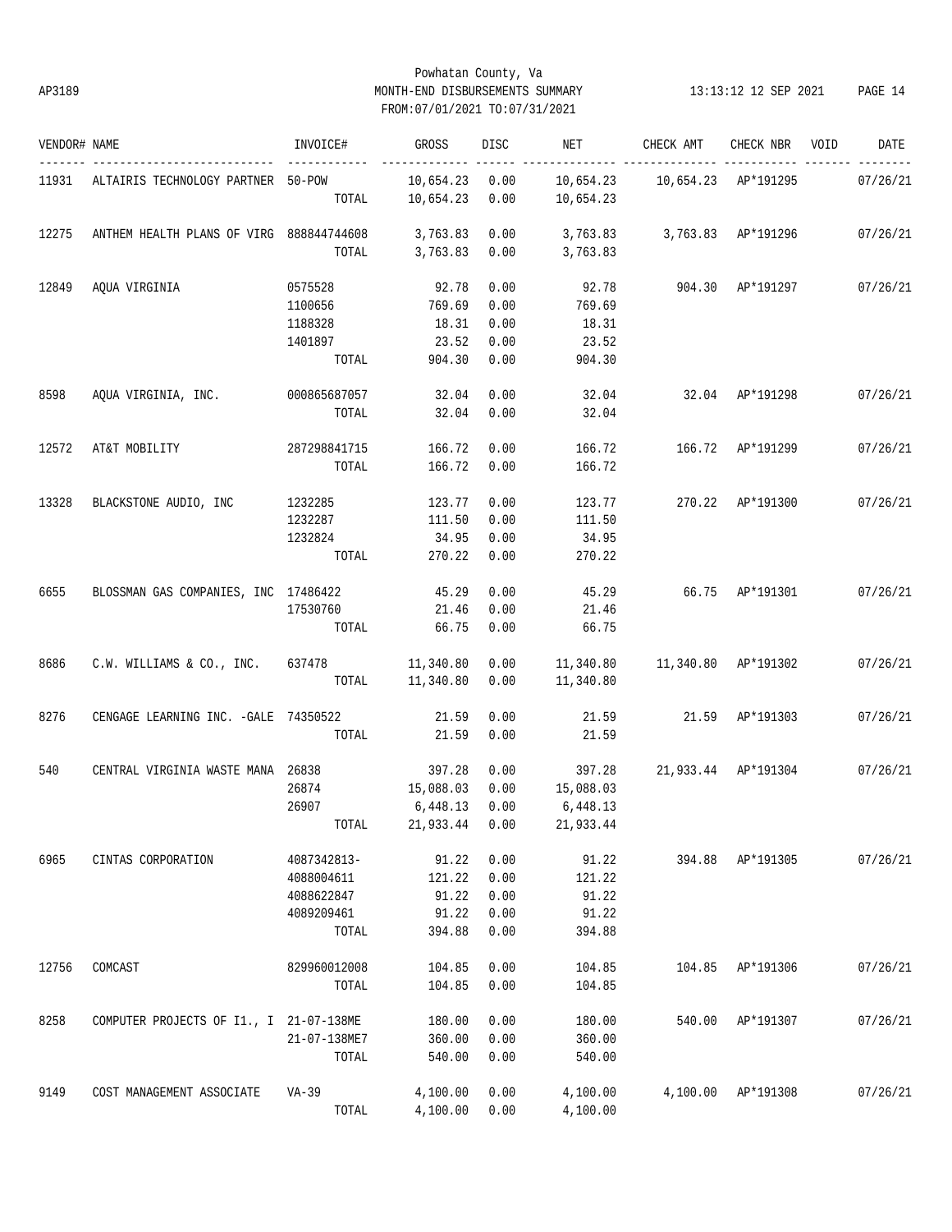Powhatan County, Va
AP3189 MONTH-END DISBURSEMENTS SUMMARY 13:13:12 12 SEP 2021
FROM:07/01/2021 TO:07/31/2021

| VENDOR# | NAME | INVOICE# | GROSS | DISC | NET | CHECK AMT | CHECK NBR | VOID | DATE |
|---|---|---|---|---|---|---|---|---|---|
| 11931 | ALTAIRIS TECHNOLOGY PARTNER | 50-POW | 10,654.23 | 0.00 | 10,654.23 | 10,654.23 | AP*191295 | | 07/26/21 |
| | | TOTAL | 10,654.23 | 0.00 | 10,654.23 | | | | |
| 12275 | ANTHEM HEALTH PLANS OF VIRG | 888844744608 | 3,763.83 | 0.00 | 3,763.83 | 3,763.83 | AP*191296 | | 07/26/21 |
| | | TOTAL | 3,763.83 | 0.00 | 3,763.83 | | | | |
| 12849 | AQUA VIRGINIA | 0575528 | 92.78 | 0.00 | 92.78 | 904.30 | AP*191297 | | 07/26/21 |
| | | 1100656 | 769.69 | 0.00 | 769.69 | | | | |
| | | 1188328 | 18.31 | 0.00 | 18.31 | | | | |
| | | 1401897 | 23.52 | 0.00 | 23.52 | | | | |
| | | TOTAL | 904.30 | 0.00 | 904.30 | | | | |
| 8598 | AQUA VIRGINIA, INC. | 000865687057 | 32.04 | 0.00 | 32.04 | 32.04 | AP*191298 | | 07/26/21 |
| | | TOTAL | 32.04 | 0.00 | 32.04 | | | | |
| 12572 | AT&T MOBILITY | 287298841715 | 166.72 | 0.00 | 166.72 | 166.72 | AP*191299 | | 07/26/21 |
| | | TOTAL | 166.72 | 0.00 | 166.72 | | | | |
| 13328 | BLACKSTONE AUDIO, INC | 1232285 | 123.77 | 0.00 | 123.77 | 270.22 | AP*191300 | | 07/26/21 |
| | | 1232287 | 111.50 | 0.00 | 111.50 | | | | |
| | | 1232824 | 34.95 | 0.00 | 34.95 | | | | |
| | | TOTAL | 270.22 | 0.00 | 270.22 | | | | |
| 6655 | BLOSSMAN GAS COMPANIES, INC | 17486422 | 45.29 | 0.00 | 45.29 | 66.75 | AP*191301 | | 07/26/21 |
| | | 17530760 | 21.46 | 0.00 | 21.46 | | | | |
| | | TOTAL | 66.75 | 0.00 | 66.75 | | | | |
| 8686 | C.W. WILLIAMS & CO., INC. | 637478 | 11,340.80 | 0.00 | 11,340.80 | 11,340.80 | AP*191302 | | 07/26/21 |
| | | TOTAL | 11,340.80 | 0.00 | 11,340.80 | | | | |
| 8276 | CENGAGE LEARNING INC. -GALE | 74350522 | 21.59 | 0.00 | 21.59 | 21.59 | AP*191303 | | 07/26/21 |
| | | TOTAL | 21.59 | 0.00 | 21.59 | | | | |
| 540 | CENTRAL VIRGINIA WASTE MANA | 26838 | 397.28 | 0.00 | 397.28 | 21,933.44 | AP*191304 | | 07/26/21 |
| | | 26874 | 15,088.03 | 0.00 | 15,088.03 | | | | |
| | | 26907 | 6,448.13 | 0.00 | 6,448.13 | | | | |
| | | TOTAL | 21,933.44 | 0.00 | 21,933.44 | | | | |
| 6965 | CINTAS CORPORATION | 4087342813- | 91.22 | 0.00 | 91.22 | 394.88 | AP*191305 | | 07/26/21 |
| | | 4088004611 | 121.22 | 0.00 | 121.22 | | | | |
| | | 4088622847 | 91.22 | 0.00 | 91.22 | | | | |
| | | 4089209461 | 91.22 | 0.00 | 91.22 | | | | |
| | | TOTAL | 394.88 | 0.00 | 394.88 | | | | |
| 12756 | COMCAST | 829960012008 | 104.85 | 0.00 | 104.85 | 104.85 | AP*191306 | | 07/26/21 |
| | | TOTAL | 104.85 | 0.00 | 104.85 | | | | |
| 8258 | COMPUTER PROJECTS OF I1., I | 21-07-138ME | 180.00 | 0.00 | 180.00 | 540.00 | AP*191307 | | 07/26/21 |
| | | 21-07-138ME7 | 360.00 | 0.00 | 360.00 | | | | |
| | | TOTAL | 540.00 | 0.00 | 540.00 | | | | |
| 9149 | COST MANAGEMENT ASSOCIATE | VA-39 | 4,100.00 | 0.00 | 4,100.00 | 4,100.00 | AP*191308 | | 07/26/21 |
| | | TOTAL | 4,100.00 | 0.00 | 4,100.00 | | | | |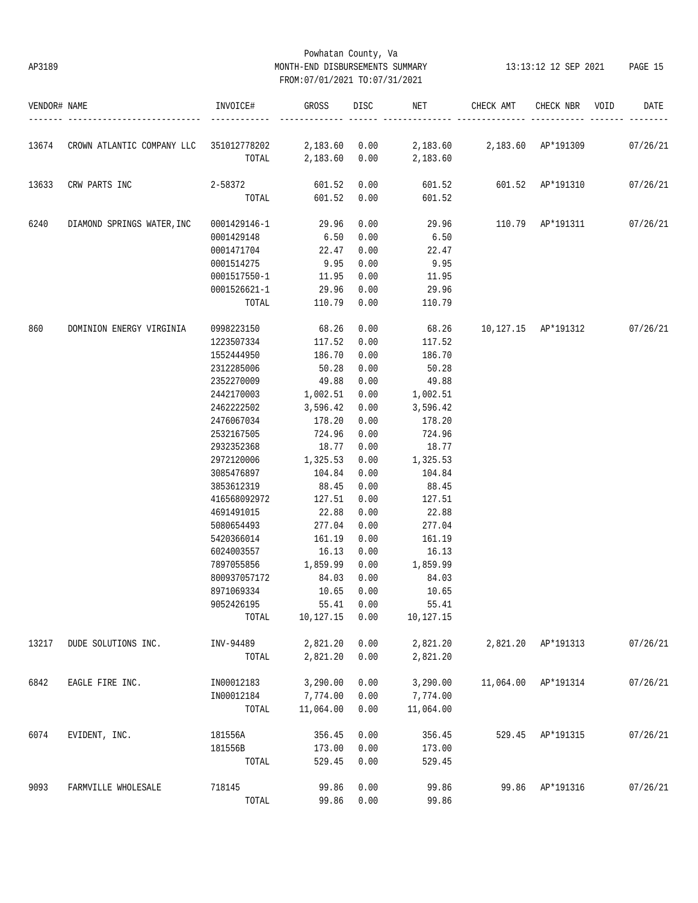Powhatan County, Va
AP3189 MONTH-END DISBURSEMENTS SUMMARY 13:13:12 12 SEP 2021
FROM:07/01/2021 TO:07/31/2021

| VENDOR# | NAME | INVOICE# | GROSS | DISC | NET | CHECK AMT | CHECK NBR | VOID | DATE |
|---|---|---|---|---|---|---|---|---|---|
| 13674 | CROWN ATLANTIC COMPANY LLC | 351012778202 | 2,183.60 | 0.00 | 2,183.60 | 2,183.60 | AP*191309 | | 07/26/21 |
| | | TOTAL | 2,183.60 | 0.00 | 2,183.60 | | | | |
| 13633 | CRW PARTS INC | 2-58372 | 601.52 | 0.00 | 601.52 | 601.52 | AP*191310 | | 07/26/21 |
| | | TOTAL | 601.52 | 0.00 | 601.52 | | | | |
| 6240 | DIAMOND SPRINGS WATER,INC | 0001429146-1 | 29.96 | 0.00 | 29.96 | 110.79 | AP*191311 | | 07/26/21 |
| | | 0001429148 | 6.50 | 0.00 | 6.50 | | | | |
| | | 0001471704 | 22.47 | 0.00 | 22.47 | | | | |
| | | 0001514275 | 9.95 | 0.00 | 9.95 | | | | |
| | | 0001517550-1 | 11.95 | 0.00 | 11.95 | | | | |
| | | 0001526621-1 | 29.96 | 0.00 | 29.96 | | | | |
| | | TOTAL | 110.79 | 0.00 | 110.79 | | | | |
| 860 | DOMINION ENERGY VIRGINIA | 0998223150 | 68.26 | 0.00 | 68.26 | 10,127.15 | AP*191312 | | 07/26/21 |
| | | 1223507334 | 117.52 | 0.00 | 117.52 | | | | |
| | | 1552444950 | 186.70 | 0.00 | 186.70 | | | | |
| | | 2312285006 | 50.28 | 0.00 | 50.28 | | | | |
| | | 2352270009 | 49.88 | 0.00 | 49.88 | | | | |
| | | 2442170003 | 1,002.51 | 0.00 | 1,002.51 | | | | |
| | | 2462222502 | 3,596.42 | 0.00 | 3,596.42 | | | | |
| | | 2476067034 | 178.20 | 0.00 | 178.20 | | | | |
| | | 2532167505 | 724.96 | 0.00 | 724.96 | | | | |
| | | 2932352368 | 18.77 | 0.00 | 18.77 | | | | |
| | | 2972120006 | 1,325.53 | 0.00 | 1,325.53 | | | | |
| | | 3085476897 | 104.84 | 0.00 | 104.84 | | | | |
| | | 3853612319 | 88.45 | 0.00 | 88.45 | | | | |
| | | 416568092972 | 127.51 | 0.00 | 127.51 | | | | |
| | | 4691491015 | 22.88 | 0.00 | 22.88 | | | | |
| | | 5080654493 | 277.04 | 0.00 | 277.04 | | | | |
| | | 5420366014 | 161.19 | 0.00 | 161.19 | | | | |
| | | 6024003557 | 16.13 | 0.00 | 16.13 | | | | |
| | | 7897055856 | 1,859.99 | 0.00 | 1,859.99 | | | | |
| | | 800937057172 | 84.03 | 0.00 | 84.03 | | | | |
| | | 8971069334 | 10.65 | 0.00 | 10.65 | | | | |
| | | 9052426195 | 55.41 | 0.00 | 55.41 | | | | |
| | | TOTAL | 10,127.15 | 0.00 | 10,127.15 | | | | |
| 13217 | DUDE SOLUTIONS INC. | INV-94489 | 2,821.20 | 0.00 | 2,821.20 | 2,821.20 | AP*191313 | | 07/26/21 |
| | | TOTAL | 2,821.20 | 0.00 | 2,821.20 | | | | |
| 6842 | EAGLE FIRE INC. | IN00012183 | 3,290.00 | 0.00 | 3,290.00 | 11,064.00 | AP*191314 | | 07/26/21 |
| | | IN00012184 | 7,774.00 | 0.00 | 7,774.00 | | | | |
| | | TOTAL | 11,064.00 | 0.00 | 11,064.00 | | | | |
| 6074 | EVIDENT, INC. | 181556A | 356.45 | 0.00 | 356.45 | 529.45 | AP*191315 | | 07/26/21 |
| | | 181556B | 173.00 | 0.00 | 173.00 | | | | |
| | | TOTAL | 529.45 | 0.00 | 529.45 | | | | |
| 9093 | FARMVILLE WHOLESALE | 718145 | 99.86 | 0.00 | 99.86 | 99.86 | AP*191316 | | 07/26/21 |
| | | TOTAL | 99.86 | 0.00 | 99.86 | | | | |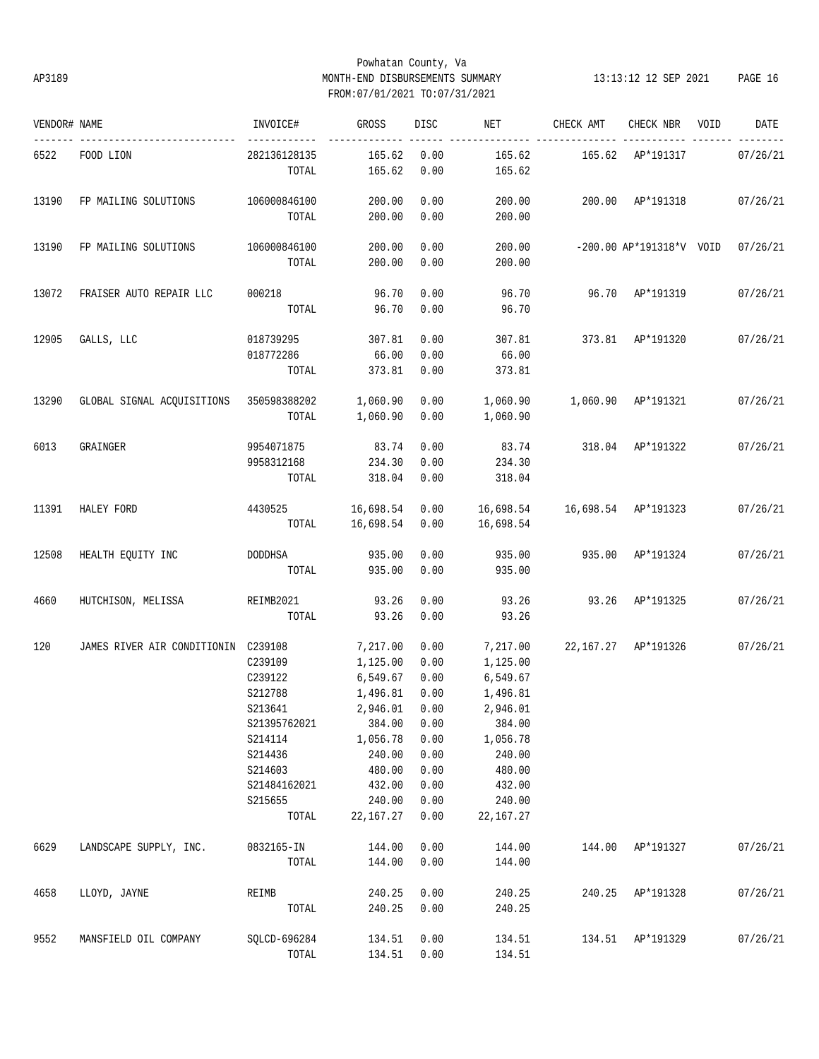Powhatan County, Va
AP3189 MONTH-END DISBURSEMENTS SUMMARY 13:13:12 12 SEP 2021
FROM:07/01/2021 TO:07/31/2021

| VENDOR# | NAME | INVOICE# | GROSS | DISC | NET | CHECK AMT | CHECK NBR | VOID | DATE |
|---|---|---|---|---|---|---|---|---|---|
| 6522 | FOOD LION | 282136128135 | 165.62 | 0.00 | 165.62 | 165.62 | AP*191317 | | 07/26/21 |
| | | TOTAL | 165.62 | 0.00 | 165.62 | | | | |
| 13190 | FP MAILING SOLUTIONS | 106000846100 | 200.00 | 0.00 | 200.00 | 200.00 | AP*191318 | | 07/26/21 |
| | | TOTAL | 200.00 | 0.00 | 200.00 | | | | |
| 13190 | FP MAILING SOLUTIONS | 106000846100 | 200.00 | 0.00 | 200.00 | -200.00 | AP*191318*V | VOID | 07/26/21 |
| | | TOTAL | 200.00 | 0.00 | 200.00 | | | | |
| 13072 | FRAISER AUTO REPAIR LLC | 000218 | 96.70 | 0.00 | 96.70 | 96.70 | AP*191319 | | 07/26/21 |
| | | TOTAL | 96.70 | 0.00 | 96.70 | | | | |
| 12905 | GALLS, LLC | 018739295 | 307.81 | 0.00 | 307.81 | 373.81 | AP*191320 | | 07/26/21 |
| | | 018772286 | 66.00 | 0.00 | 66.00 | | | | |
| | | TOTAL | 373.81 | 0.00 | 373.81 | | | | |
| 13290 | GLOBAL SIGNAL ACQUISITIONS | 350598388202 | 1,060.90 | 0.00 | 1,060.90 | 1,060.90 | AP*191321 | | 07/26/21 |
| | | TOTAL | 1,060.90 | 0.00 | 1,060.90 | | | | |
| 6013 | GRAINGER | 9954071875 | 83.74 | 0.00 | 83.74 | 318.04 | AP*191322 | | 07/26/21 |
| | | 9958312168 | 234.30 | 0.00 | 234.30 | | | | |
| | | TOTAL | 318.04 | 0.00 | 318.04 | | | | |
| 11391 | HALEY FORD | 4430525 | 16,698.54 | 0.00 | 16,698.54 | 16,698.54 | AP*191323 | | 07/26/21 |
| | | TOTAL | 16,698.54 | 0.00 | 16,698.54 | | | | |
| 12508 | HEALTH EQUITY INC | DODDHSA | 935.00 | 0.00 | 935.00 | 935.00 | AP*191324 | | 07/26/21 |
| | | TOTAL | 935.00 | 0.00 | 935.00 | | | | |
| 4660 | HUTCHISON, MELISSA | REIMB2021 | 93.26 | 0.00 | 93.26 | 93.26 | AP*191325 | | 07/26/21 |
| | | TOTAL | 93.26 | 0.00 | 93.26 | | | | |
| 120 | JAMES RIVER AIR CONDITIONIN | C239108 | 7,217.00 | 0.00 | 7,217.00 | 22,167.27 | AP*191326 | | 07/26/21 |
| | | C239109 | 1,125.00 | 0.00 | 1,125.00 | | | | |
| | | C239122 | 6,549.67 | 0.00 | 6,549.67 | | | | |
| | | S212788 | 1,496.81 | 0.00 | 1,496.81 | | | | |
| | | S213641 | 2,946.01 | 0.00 | 2,946.01 | | | | |
| | | S21395762021 | 384.00 | 0.00 | 384.00 | | | | |
| | | S214114 | 1,056.78 | 0.00 | 1,056.78 | | | | |
| | | S214436 | 240.00 | 0.00 | 240.00 | | | | |
| | | S214603 | 480.00 | 0.00 | 480.00 | | | | |
| | | S21484162021 | 432.00 | 0.00 | 432.00 | | | | |
| | | S215655 | 240.00 | 0.00 | 240.00 | | | | |
| | | TOTAL | 22,167.27 | 0.00 | 22,167.27 | | | | |
| 6629 | LANDSCAPE SUPPLY, INC. | 0832165-IN | 144.00 | 0.00 | 144.00 | 144.00 | AP*191327 | | 07/26/21 |
| | | TOTAL | 144.00 | 0.00 | 144.00 | | | | |
| 4658 | LLOYD, JAYNE | REIMB | 240.25 | 0.00 | 240.25 | 240.25 | AP*191328 | | 07/26/21 |
| | | TOTAL | 240.25 | 0.00 | 240.25 | | | | |
| 9552 | MANSFIELD OIL COMPANY | SQLCD-696284 | 134.51 | 0.00 | 134.51 | 134.51 | AP*191329 | | 07/26/21 |
| | | TOTAL | 134.51 | 0.00 | 134.51 | | | | |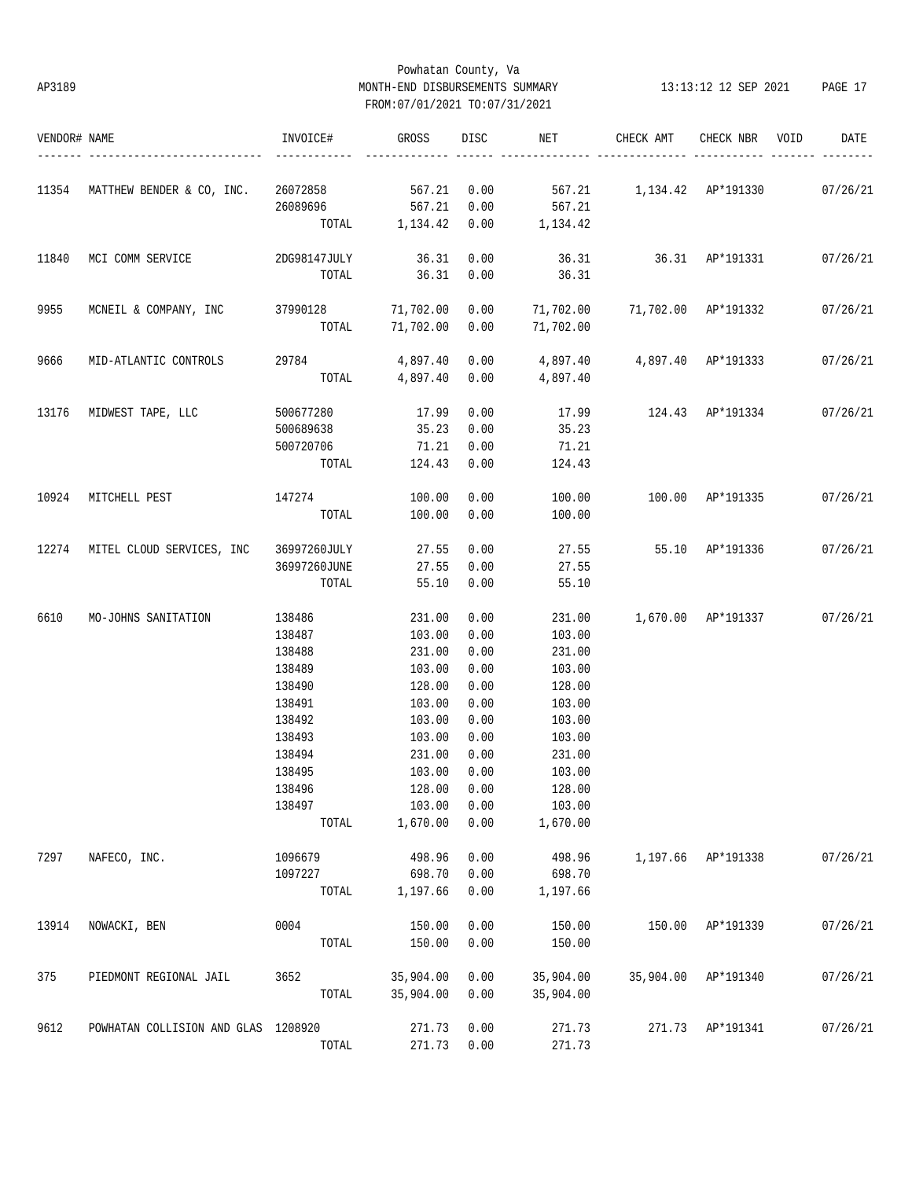Powhatan County, Va

MONTH-END DISBURSEMENTS SUMMARY

FROM:07/01/2021 TO:07/31/2021

AP3189 13:13:12 12 SEP 2021

| VENDOR# | NAME | INVOICE# | GROSS | DISC | NET | CHECK AMT | CHECK NBR | VOID | DATE |
|---|---|---|---|---|---|---|---|---|---|
| 11354 | MATTHEW BENDER & CO, INC. | 26072858 | 567.21 | 0.00 | 567.21 | 1,134.42 | AP*191330 | | 07/26/21 |
| | | 26089696 | 567.21 | 0.00 | 567.21 | | | | |
| | | TOTAL | 1,134.42 | 0.00 | 1,134.42 | | | | |
| 11840 | MCI COMM SERVICE | 2DG98147JULY | 36.31 | 0.00 | 36.31 | 36.31 | AP*191331 | | 07/26/21 |
| | | TOTAL | 36.31 | 0.00 | 36.31 | | | | |
| 9955 | MCNEIL & COMPANY, INC | 37990128 | 71,702.00 | 0.00 | 71,702.00 | 71,702.00 | AP*191332 | | 07/26/21 |
| | | TOTAL | 71,702.00 | 0.00 | 71,702.00 | | | | |
| 9666 | MID-ATLANTIC CONTROLS | 29784 | 4,897.40 | 0.00 | 4,897.40 | 4,897.40 | AP*191333 | | 07/26/21 |
| | | TOTAL | 4,897.40 | 0.00 | 4,897.40 | | | | |
| 13176 | MIDWEST TAPE, LLC | 500677280 | 17.99 | 0.00 | 17.99 | 124.43 | AP*191334 | | 07/26/21 |
| | | 500689638 | 35.23 | 0.00 | 35.23 | | | | |
| | | 500720706 | 71.21 | 0.00 | 71.21 | | | | |
| | | TOTAL | 124.43 | 0.00 | 124.43 | | | | |
| 10924 | MITCHELL PEST | 147274 | 100.00 | 0.00 | 100.00 | 100.00 | AP*191335 | | 07/26/21 |
| | | TOTAL | 100.00 | 0.00 | 100.00 | | | | |
| 12274 | MITEL CLOUD SERVICES, INC | 36997260JULY | 27.55 | 0.00 | 27.55 | 55.10 | AP*191336 | | 07/26/21 |
| | | 36997260JUNE | 27.55 | 0.00 | 27.55 | | | | |
| | | TOTAL | 55.10 | 0.00 | 55.10 | | | | |
| 6610 | MO-JOHNS SANITATION | 138486 | 231.00 | 0.00 | 231.00 | 1,670.00 | AP*191337 | | 07/26/21 |
| | | 138487 | 103.00 | 0.00 | 103.00 | | | | |
| | | 138488 | 231.00 | 0.00 | 231.00 | | | | |
| | | 138489 | 103.00 | 0.00 | 103.00 | | | | |
| | | 138490 | 128.00 | 0.00 | 128.00 | | | | |
| | | 138491 | 103.00 | 0.00 | 103.00 | | | | |
| | | 138492 | 103.00 | 0.00 | 103.00 | | | | |
| | | 138493 | 103.00 | 0.00 | 103.00 | | | | |
| | | 138494 | 231.00 | 0.00 | 231.00 | | | | |
| | | 138495 | 103.00 | 0.00 | 103.00 | | | | |
| | | 138496 | 128.00 | 0.00 | 128.00 | | | | |
| | | 138497 | 103.00 | 0.00 | 103.00 | | | | |
| | | TOTAL | 1,670.00 | 0.00 | 1,670.00 | | | | |
| 7297 | NAFECO, INC. | 1096679 | 498.96 | 0.00 | 498.96 | 1,197.66 | AP*191338 | | 07/26/21 |
| | | 1097227 | 698.70 | 0.00 | 698.70 | | | | |
| | | TOTAL | 1,197.66 | 0.00 | 1,197.66 | | | | |
| 13914 | NOWACKI, BEN | 0004 | 150.00 | 0.00 | 150.00 | 150.00 | AP*191339 | | 07/26/21 |
| | | TOTAL | 150.00 | 0.00 | 150.00 | | | | |
| 375 | PIEDMONT REGIONAL JAIL | 3652 | 35,904.00 | 0.00 | 35,904.00 | 35,904.00 | AP*191340 | | 07/26/21 |
| | | TOTAL | 35,904.00 | 0.00 | 35,904.00 | | | | |
| 9612 | POWHATAN COLLISION AND GLAS | 1208920 | 271.73 | 0.00 | 271.73 | 271.73 | AP*191341 | | 07/26/21 |
| | | TOTAL | 271.73 | 0.00 | 271.73 | | | | |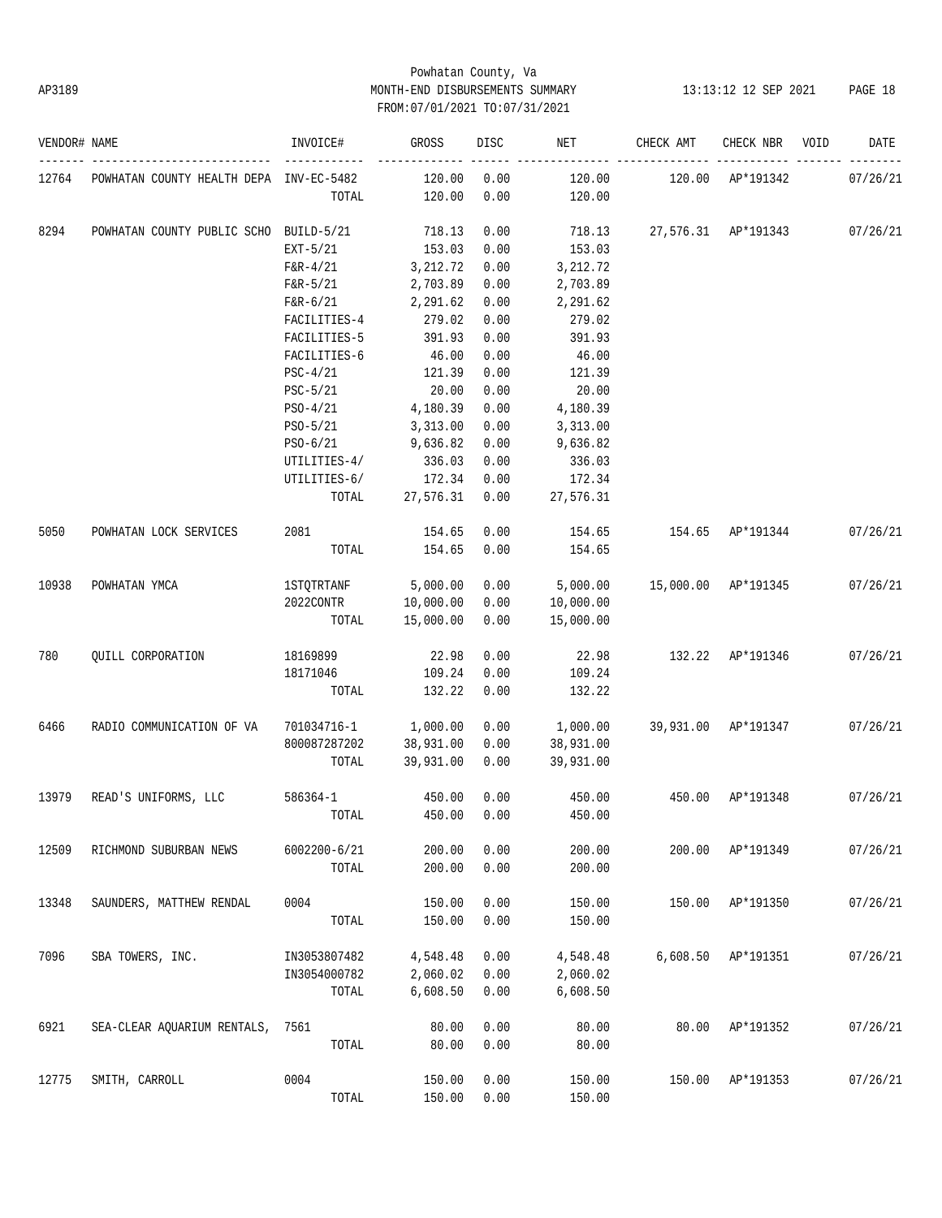Powhatan County, Va
AP3189 MONTH-END DISBURSEMENTS SUMMARY 13:13:12 12 SEP 2021
FROM:07/01/2021 TO:07/31/2021

| VENDOR# | NAME | INVOICE# | GROSS | DISC | NET | CHECK AMT | CHECK NBR | VOID | DATE |
|---|---|---|---|---|---|---|---|---|---|
| 12764 | POWHATAN COUNTY HEALTH DEPA | INV-EC-5482 | 120.00 | 0.00 | 120.00 | 120.00 | AP*191342 | | 07/26/21 |
| | | TOTAL | 120.00 | 0.00 | 120.00 | | | | |
| 8294 | POWHATAN COUNTY PUBLIC SCHO | BUILD-5/21 | 718.13 | 0.00 | 718.13 | 27,576.31 | AP*191343 | | 07/26/21 |
| | | EXT-5/21 | 153.03 | 0.00 | 153.03 | | | | |
| | | F&R-4/21 | 3,212.72 | 0.00 | 3,212.72 | | | | |
| | | F&R-5/21 | 2,703.89 | 0.00 | 2,703.89 | | | | |
| | | F&R-6/21 | 2,291.62 | 0.00 | 2,291.62 | | | | |
| | | FACILITIES-4 | 279.02 | 0.00 | 279.02 | | | | |
| | | FACILITIES-5 | 391.93 | 0.00 | 391.93 | | | | |
| | | FACILITIES-6 | 46.00 | 0.00 | 46.00 | | | | |
| | | PSC-4/21 | 121.39 | 0.00 | 121.39 | | | | |
| | | PSC-5/21 | 20.00 | 0.00 | 20.00 | | | | |
| | | PSO-4/21 | 4,180.39 | 0.00 | 4,180.39 | | | | |
| | | PSO-5/21 | 3,313.00 | 0.00 | 3,313.00 | | | | |
| | | PSO-6/21 | 9,636.82 | 0.00 | 9,636.82 | | | | |
| | | UTILITIES-4/ | 336.03 | 0.00 | 336.03 | | | | |
| | | UTILITIES-6/ | 172.34 | 0.00 | 172.34 | | | | |
| | | TOTAL | 27,576.31 | 0.00 | 27,576.31 | | | | |
| 5050 | POWHATAN LOCK SERVICES | 2081 | 154.65 | 0.00 | 154.65 | 154.65 | AP*191344 | | 07/26/21 |
| | | TOTAL | 154.65 | 0.00 | 154.65 | | | | |
| 10938 | POWHATAN YMCA | 1STQTRTANF | 5,000.00 | 0.00 | 5,000.00 | 15,000.00 | AP*191345 | | 07/26/21 |
| | | 2022CONTR | 10,000.00 | 0.00 | 10,000.00 | | | | |
| | | TOTAL | 15,000.00 | 0.00 | 15,000.00 | | | | |
| 780 | QUILL CORPORATION | 18169899 | 22.98 | 0.00 | 22.98 | 132.22 | AP*191346 | | 07/26/21 |
| | | 18171046 | 109.24 | 0.00 | 109.24 | | | | |
| | | TOTAL | 132.22 | 0.00 | 132.22 | | | | |
| 6466 | RADIO COMMUNICATION OF VA | 701034716-1 | 1,000.00 | 0.00 | 1,000.00 | 39,931.00 | AP*191347 | | 07/26/21 |
| | | 800087287202 | 38,931.00 | 0.00 | 38,931.00 | | | | |
| | | TOTAL | 39,931.00 | 0.00 | 39,931.00 | | | | |
| 13979 | READ'S UNIFORMS, LLC | 586364-1 | 450.00 | 0.00 | 450.00 | 450.00 | AP*191348 | | 07/26/21 |
| | | TOTAL | 450.00 | 0.00 | 450.00 | | | | |
| 12509 | RICHMOND SUBURBAN NEWS | 6002200-6/21 | 200.00 | 0.00 | 200.00 | 200.00 | AP*191349 | | 07/26/21 |
| | | TOTAL | 200.00 | 0.00 | 200.00 | | | | |
| 13348 | SAUNDERS, MATTHEW RENDAL | 0004 | 150.00 | 0.00 | 150.00 | 150.00 | AP*191350 | | 07/26/21 |
| | | TOTAL | 150.00 | 0.00 | 150.00 | | | | |
| 7096 | SBA TOWERS, INC. | IN3053807482 | 4,548.48 | 0.00 | 4,548.48 | 6,608.50 | AP*191351 | | 07/26/21 |
| | | IN3054000782 | 2,060.02 | 0.00 | 2,060.02 | | | | |
| | | TOTAL | 6,608.50 | 0.00 | 6,608.50 | | | | |
| 6921 | SEA-CLEAR AQUARIUM RENTALS, | 7561 | 80.00 | 0.00 | 80.00 | 80.00 | AP*191352 | | 07/26/21 |
| | | TOTAL | 80.00 | 0.00 | 80.00 | | | | |
| 12775 | SMITH, CARROLL | 0004 | 150.00 | 0.00 | 150.00 | 150.00 | AP*191353 | | 07/26/21 |
| | | TOTAL | 150.00 | 0.00 | 150.00 | | | | |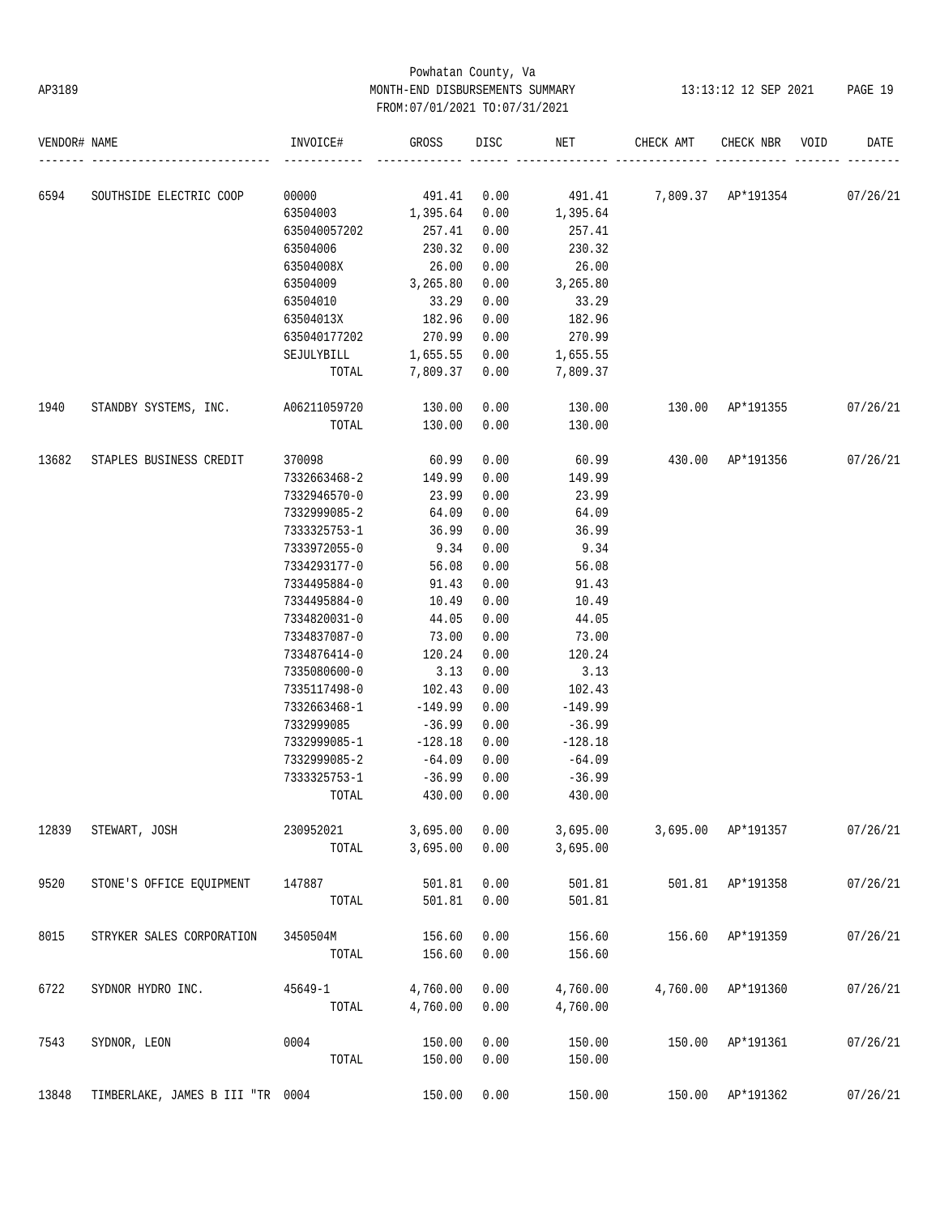Powhatan County, Va
AP3189 MONTH-END DISBURSEMENTS SUMMARY
FROM:07/01/2021 TO:07/31/2021

| VENDOR# | NAME | INVOICE# | GROSS | DISC | NET | CHECK AMT | CHECK NBR | VOID | DATE |
|---|---|---|---|---|---|---|---|---|---|
| 6594 | SOUTHSIDE ELECTRIC COOP | 00000 | 491.41 | 0.00 | 491.41 | 7,809.37 | AP*191354 | | 07/26/21 |
| | | 63504003 | 1,395.64 | 0.00 | 1,395.64 | | | | |
| | | 635040057202 | 257.41 | 0.00 | 257.41 | | | | |
| | | 63504006 | 230.32 | 0.00 | 230.32 | | | | |
| | | 63504008X | 26.00 | 0.00 | 26.00 | | | | |
| | | 63504009 | 3,265.80 | 0.00 | 3,265.80 | | | | |
| | | 63504010 | 33.29 | 0.00 | 33.29 | | | | |
| | | 63504013X | 182.96 | 0.00 | 182.96 | | | | |
| | | 635040177202 | 270.99 | 0.00 | 270.99 | | | | |
| | | SEJULYBILL | 1,655.55 | 0.00 | 1,655.55 | | | | |
| | | TOTAL | 7,809.37 | 0.00 | 7,809.37 | | | | |
| 1940 | STANDBY SYSTEMS, INC. | A06211059720 | 130.00 | 0.00 | 130.00 | 130.00 | AP*191355 | | 07/26/21 |
| | | TOTAL | 130.00 | 0.00 | 130.00 | | | | |
| 13682 | STAPLES BUSINESS CREDIT | 370098 | 60.99 | 0.00 | 60.99 | 430.00 | AP*191356 | | 07/26/21 |
| | | 7332663468-2 | 149.99 | 0.00 | 149.99 | | | | |
| | | 7332946570-0 | 23.99 | 0.00 | 23.99 | | | | |
| | | 7332999085-2 | 64.09 | 0.00 | 64.09 | | | | |
| | | 7333325753-1 | 36.99 | 0.00 | 36.99 | | | | |
| | | 7333972055-0 | 9.34 | 0.00 | 9.34 | | | | |
| | | 7334293177-0 | 56.08 | 0.00 | 56.08 | | | | |
| | | 7334495884-0 | 91.43 | 0.00 | 91.43 | | | | |
| | | 7334495884-0 | 10.49 | 0.00 | 10.49 | | | | |
| | | 7334820031-0 | 44.05 | 0.00 | 44.05 | | | | |
| | | 7334837087-0 | 73.00 | 0.00 | 73.00 | | | | |
| | | 7334876414-0 | 120.24 | 0.00 | 120.24 | | | | |
| | | 7335080600-0 | 3.13 | 0.00 | 3.13 | | | | |
| | | 7335117498-0 | 102.43 | 0.00 | 102.43 | | | | |
| | | 7332663468-1 | -149.99 | 0.00 | -149.99 | | | | |
| | | 7332999085 | -36.99 | 0.00 | -36.99 | | | | |
| | | 7332999085-1 | -128.18 | 0.00 | -128.18 | | | | |
| | | 7332999085-2 | -64.09 | 0.00 | -64.09 | | | | |
| | | 7333325753-1 | -36.99 | 0.00 | -36.99 | | | | |
| | | TOTAL | 430.00 | 0.00 | 430.00 | | | | |
| 12839 | STEWART, JOSH | 230952021 | 3,695.00 | 0.00 | 3,695.00 | 3,695.00 | AP*191357 | | 07/26/21 |
| | | TOTAL | 3,695.00 | 0.00 | 3,695.00 | | | | |
| 9520 | STONE'S OFFICE EQUIPMENT | 147887 | 501.81 | 0.00 | 501.81 | 501.81 | AP*191358 | | 07/26/21 |
| | | TOTAL | 501.81 | 0.00 | 501.81 | | | | |
| 8015 | STRYKER SALES CORPORATION | 3450504M | 156.60 | 0.00 | 156.60 | 156.60 | AP*191359 | | 07/26/21 |
| | | TOTAL | 156.60 | 0.00 | 156.60 | | | | |
| 6722 | SYDNOR HYDRO INC. | 45649-1 | 4,760.00 | 0.00 | 4,760.00 | 4,760.00 | AP*191360 | | 07/26/21 |
| | | TOTAL | 4,760.00 | 0.00 | 4,760.00 | | | | |
| 7543 | SYDNOR, LEON | 0004 | 150.00 | 0.00 | 150.00 | 150.00 | AP*191361 | | 07/26/21 |
| | | TOTAL | 150.00 | 0.00 | 150.00 | | | | |
| 13848 | TIMBERLAKE, JAMES B III "TR | 0004 | 150.00 | 0.00 | 150.00 | 150.00 | AP*191362 | | 07/26/21 |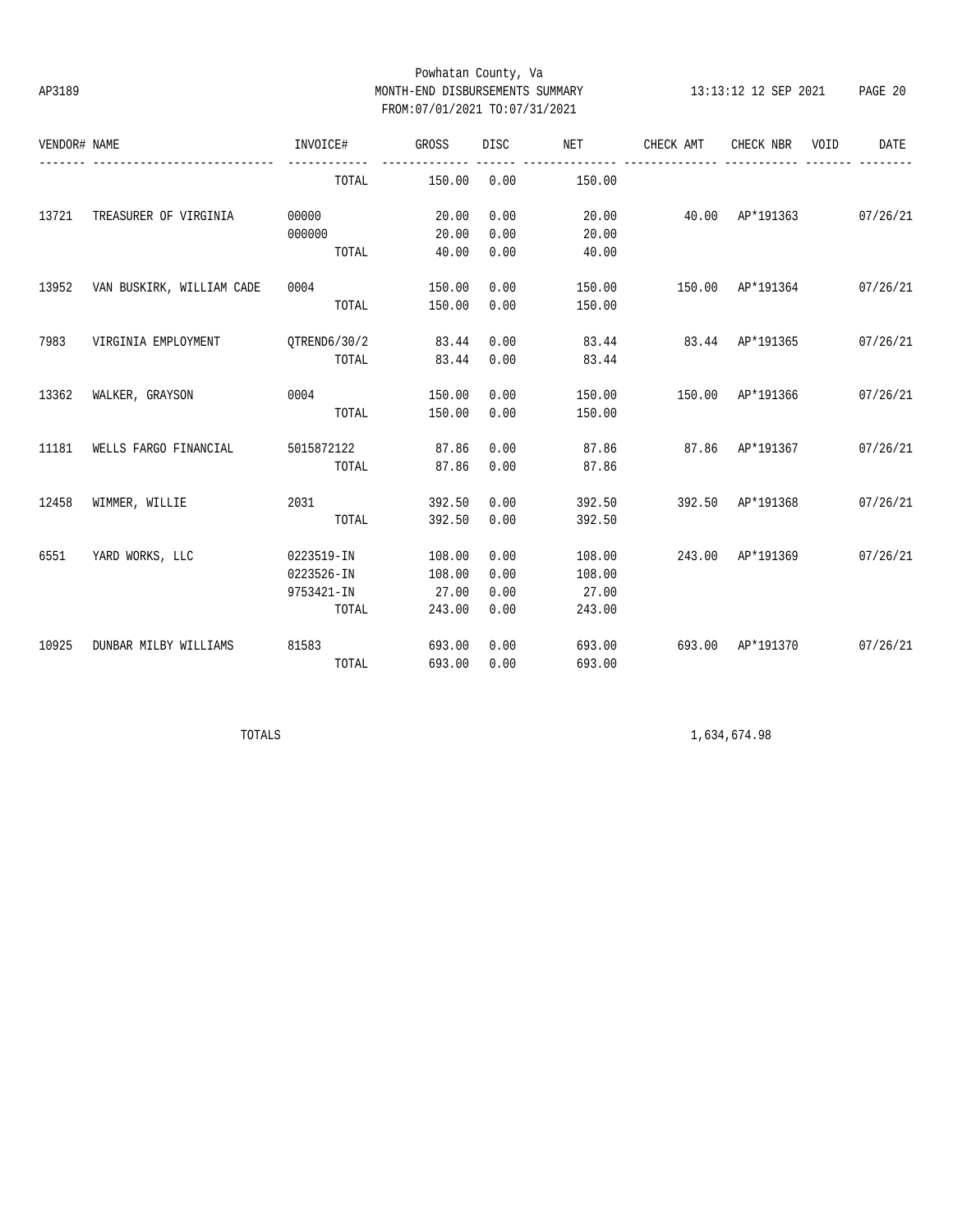Powhatan County, Va

AP3189 MONTH-END DISBURSEMENTS SUMMARY 13:13:12 12 SEP 2021

FROM:07/01/2021 TO:07/31/2021

| VENDOR# | NAME | INVOICE# | GROSS | DISC | NET | CHECK AMT | CHECK NBR | VOID | DATE |
|---|---|---|---|---|---|---|---|---|---|
| | | TOTAL | 150.00 | 0.00 | 150.00 | | | | |
| 13721 | TREASURER OF VIRGINIA | 00000 | 20.00 | 0.00 | 20.00 | 40.00 | AP*191363 | | 07/26/21 |
| | | 000000 | 20.00 | 0.00 | 20.00 | | | | |
| | | TOTAL | 40.00 | 0.00 | 40.00 | | | | |
| 13952 | VAN BUSKIRK, WILLIAM CADE | 0004 | 150.00 | 0.00 | 150.00 | 150.00 | AP*191364 | | 07/26/21 |
| | | TOTAL | 150.00 | 0.00 | 150.00 | | | | |
| 7983 | VIRGINIA EMPLOYMENT | QTREND6/30/2 | 83.44 | 0.00 | 83.44 | 83.44 | AP*191365 | | 07/26/21 |
| | | TOTAL | 83.44 | 0.00 | 83.44 | | | | |
| 13362 | WALKER, GRAYSON | 0004 | 150.00 | 0.00 | 150.00 | 150.00 | AP*191366 | | 07/26/21 |
| | | TOTAL | 150.00 | 0.00 | 150.00 | | | | |
| 11181 | WELLS FARGO FINANCIAL | 5015872122 | 87.86 | 0.00 | 87.86 | 87.86 | AP*191367 | | 07/26/21 |
| | | TOTAL | 87.86 | 0.00 | 87.86 | | | | |
| 12458 | WIMMER, WILLIE | 2031 | 392.50 | 0.00 | 392.50 | 392.50 | AP*191368 | | 07/26/21 |
| | | TOTAL | 392.50 | 0.00 | 392.50 | | | | |
| 6551 | YARD WORKS, LLC | 0223519-IN | 108.00 | 0.00 | 108.00 | 243.00 | AP*191369 | | 07/26/21 |
| | | 0223526-IN | 108.00 | 0.00 | 108.00 | | | | |
| | | 9753421-IN | 27.00 | 0.00 | 27.00 | | | | |
| | | TOTAL | 243.00 | 0.00 | 243.00 | | | | |
| 10925 | DUNBAR MILBY WILLIAMS | 81583 | 693.00 | 0.00 | 693.00 | 693.00 | AP*191370 | | 07/26/21 |
| | | TOTAL | 693.00 | 0.00 | 693.00 | | | | |

TOTALS 1,634,674.98